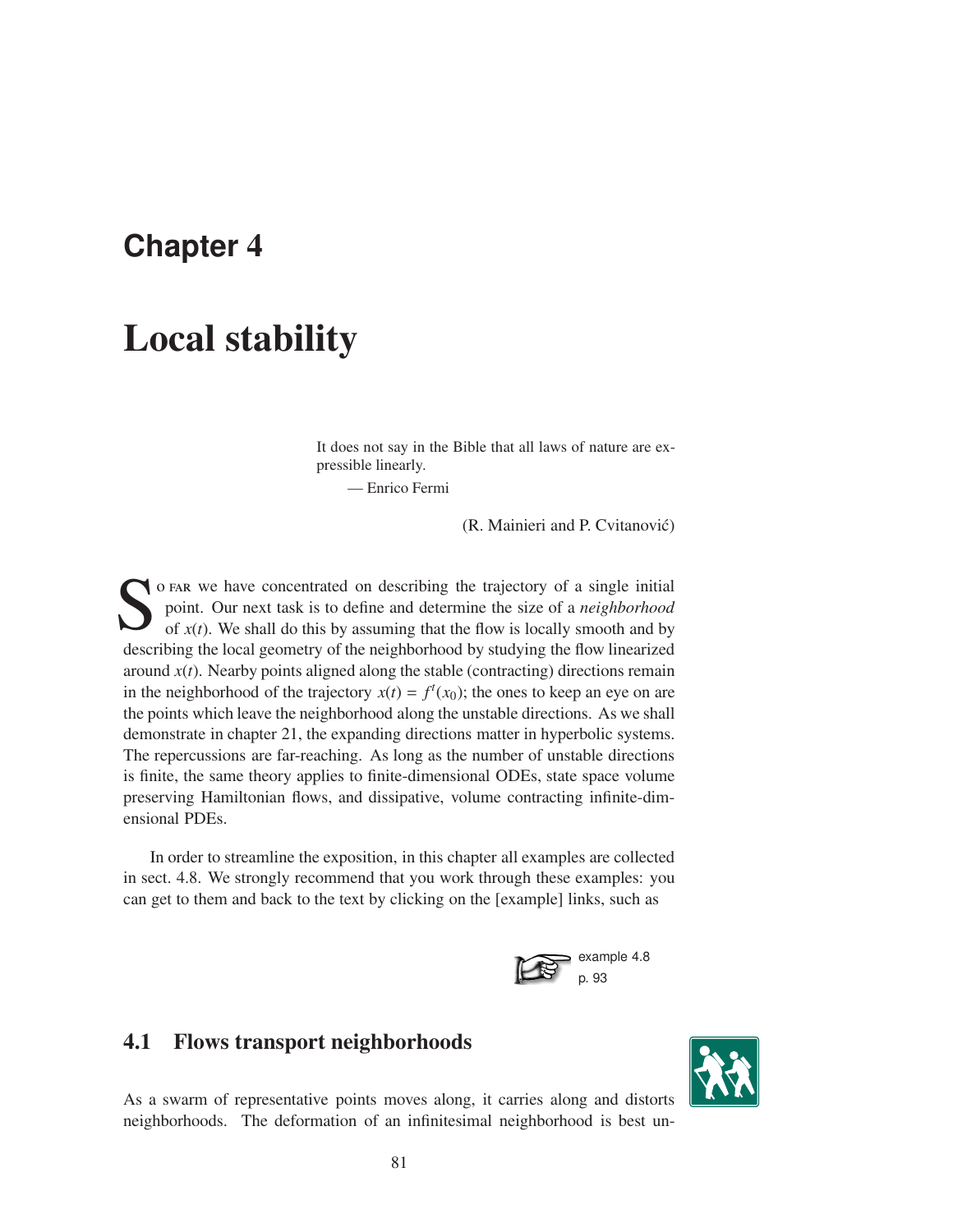# Chapter 4

# Local stability

It does not say in the Bible that all laws of nature are expressible linearly.

— Enrico Fermi

(R. Mainieri and P. Cvitanović)

So far we have concentrated on describing the trajectory of a single initial point. Our next task is to define and determine the size of a *neighborhood* of $x(t)$. We shall do this by assuming that the flow is locally smooth and by describing the local geometry of the neighborhood by studying the flow linearized around $x(t)$. Nearby points aligned along the stable (contracting) directions remain in the neighborhood of the trajectory $x(t) = f^t(x_0)$; the ones to keep an eye on are the points which leave the neighborhood along the unstable directions. As we shall demonstrate in chapter 21, the expanding directions matter in hyperbolic systems. The repercussions are far-reaching. As long as the number of unstable directions is finite, the same theory applies to finite-dimensional ODEs, state space volume preserving Hamiltonian flows, and dissipative, volume contracting infinite-dimensional PDEs.

In order to streamline the exposition, in this chapter all examples are collected in sect. 4.8. We strongly recommend that you work through these examples: you can get to them and back to the text by clicking on the [example] links, such as

example 4.8
p. 93

## 4.1 Flows transport neighborhoods

As a swarm of representative points moves along, it carries along and distorts neighborhoods. The deformation of an infinitesimal neighborhood is best un-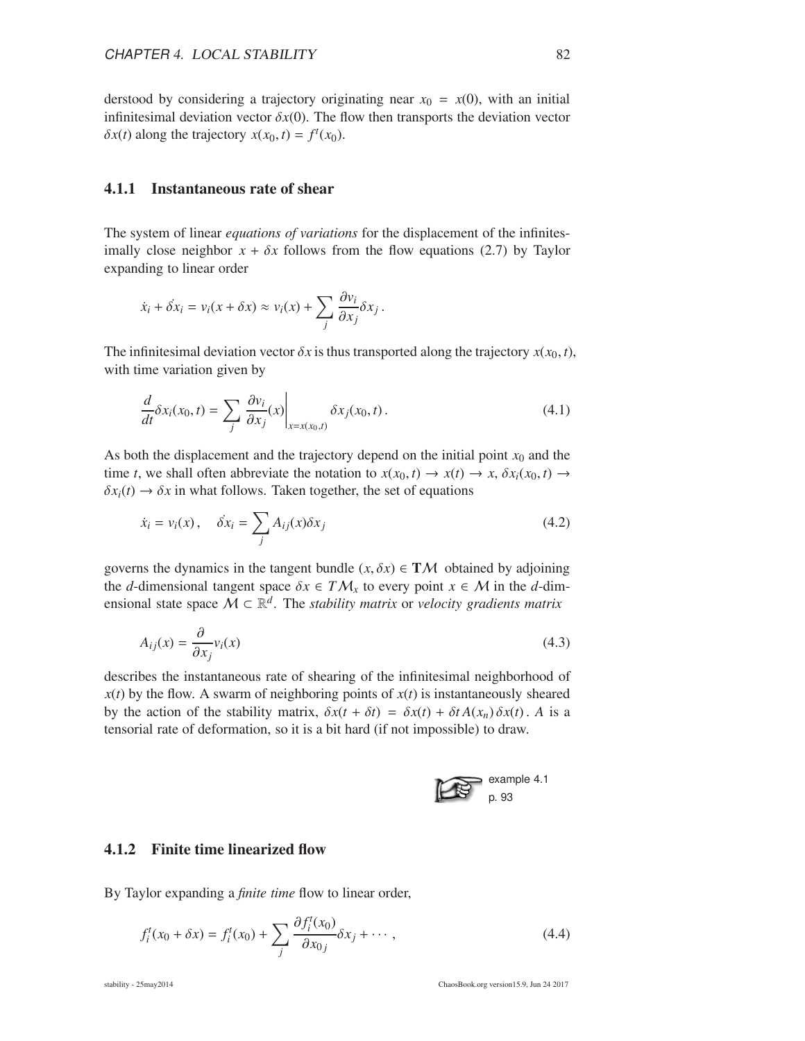derstood by considering a trajectory originating near $x_0 = x(0)$, with an initial infinitesimal deviation vector $\delta x(0)$. The flow then transports the deviation vector $\delta x(t)$ along the trajectory $x(x_0, t) = f^t(x_0)$.

### 4.1.1 Instantaneous rate of shear

The system of linear *equations of variations* for the displacement of the infinitesimally close neighbor $x + \delta x$ follows from the flow equations (2.7) by Taylor expanding to linear order

$$\dot{x}_i + \dot{\delta x}_i = v_i(x + \delta x) \approx v_i(x) + \sum_j \frac{\partial v_i}{\partial x_j} \delta x_j \,.$$

The infinitesimal deviation vector $\delta x$ is thus transported along the trajectory $x(x_0, t)$, with time variation given by

$$\frac{d}{dt} \delta x_i(x_0, t) = \sum_j \left. \frac{\partial v_i}{\partial x_j}(x) \right|_{x = x(x_0, t)} \delta x_j(x_0, t) \,. \tag{4.1}$$

As both the displacement and the trajectory depend on the initial point $x_0$ and the time $t$, we shall often abbreviate the notation to $x(x_0, t) \to x(t) \to x$, $\delta x_i(x_0, t) \to \delta x_i(t) \to \delta x$ in what follows. Taken together, the set of equations

$$\dot{x}_i = v_i(x) \,, \quad \dot{\delta x}_i = \sum_j A_{ij}(x) \delta x_j \tag{4.2}$$

governs the dynamics in the tangent bundle $(x, \delta x) \in \mathbf{T}\mathcal{M}$ obtained by adjoining the $d$-dimensional tangent space $\delta x \in T\mathcal{M}_x$ to every point $x \in \mathcal{M}$ in the $d$-dimensional state space $\mathcal{M} \subset \mathbb{R}^d$. The *stability matrix* or *velocity gradients matrix*

$$A_{ij}(x) = \frac{\partial}{\partial x_j} v_i(x) \tag{4.3}$$

describes the instantaneous rate of shearing of the infinitesimal neighborhood of $x(t)$ by the flow. A swarm of neighboring points of $x(t)$ is instantaneously sheared by the action of the stability matrix, $\delta x(t + \delta t) = \delta x(t) + \delta t \, A(x_n) \, \delta x(t)$. $A$ is a tensorial rate of deformation, so it is a bit hard (if not impossible) to draw.

example 4.1
p. 93

### 4.1.2 Finite time linearized flow

By Taylor expanding a *finite time* flow to linear order,

$$f_i^t(x_0 + \delta x) = f_i^t(x_0) + \sum_j \frac{\partial f_i^t(x_0)}{\partial x_{0j}} \delta x_j + \cdots \,, \tag{4.4}$$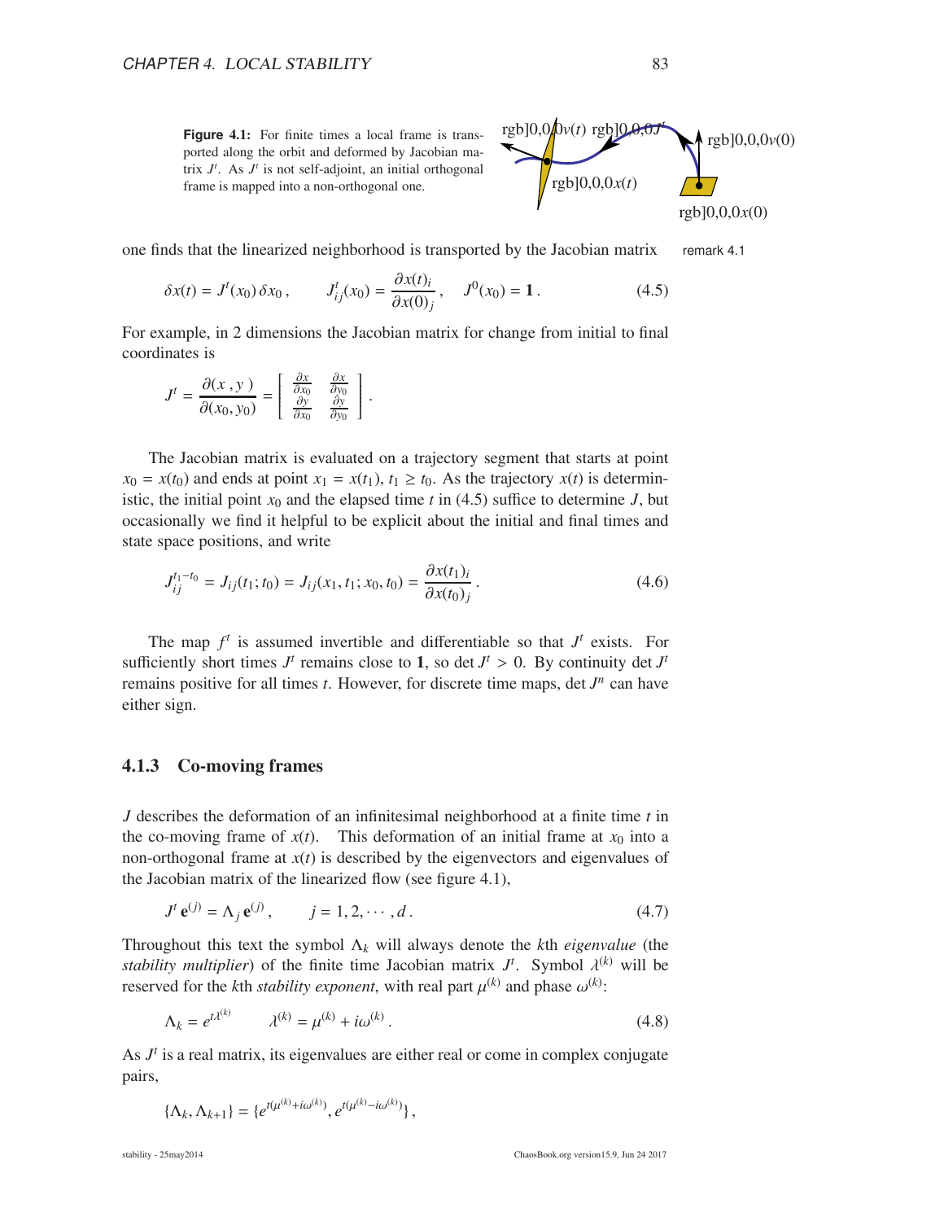**Figure 4.1:** For finite times a local frame is transported along the orbit and deformed by Jacobian matrix $J^t$. As $J^t$ is not self-adjoint, an initial orthogonal frame is mapped into a non-orthogonal one.

one finds that the linearized neighborhood is transported by the Jacobian matrix

remark 4.1

$$\delta x(t) = J^t(x_0)\,\delta x_0\,, \qquad J^t_{ij}(x_0) = \frac{\partial x(t)_i}{\partial x(0)_j}\,, \quad J^0(x_0) = \mathbf{1}\,. \tag{4.5}$$

For example, in 2 dimensions the Jacobian matrix for change from initial to final coordinates is

$$J^t = \frac{\partial(x\,,y\,)}{\partial(x_0, y_0)} = \begin{bmatrix} \frac{\partial x}{\partial x_0} & \frac{\partial x}{\partial y_0} \\ \frac{\partial y}{\partial x_0} & \frac{\partial y}{\partial y_0} \end{bmatrix}.$$

The Jacobian matrix is evaluated on a trajectory segment that starts at point $x_0 = x(t_0)$ and ends at point $x_1 = x(t_1)$, $t_1 \geq t_0$. As the trajectory $x(t)$ is deterministic, the initial point $x_0$ and the elapsed time $t$ in (4.5) suffice to determine $J$, but occasionally we find it helpful to be explicit about the initial and final times and state space positions, and write

$$J^{t_1-t_0}_{ij} = J_{ij}(t_1;t_0) = J_{ij}(x_1,t_1;x_0,t_0) = \frac{\partial x(t_1)_i}{\partial x(t_0)_j}\,. \tag{4.6}$$

The map $f^t$ is assumed invertible and differentiable so that $J^t$ exists. For sufficiently short times $J^t$ remains close to $\mathbf{1}$, so $\det J^t > 0$. By continuity $\det J^t$ remains positive for all times $t$. However, for discrete time maps, $\det J^n$ can have either sign.

### 4.1.3 Co-moving frames

$J$ describes the deformation of an infinitesimal neighborhood at a finite time $t$ in the co-moving frame of $x(t)$. This deformation of an initial frame at $x_0$ into a non-orthogonal frame at $x(t)$ is described by the eigenvectors and eigenvalues of the Jacobian matrix of the linearized flow (see figure 4.1),

$$J^t\,\mathbf{e}^{(j)} = \Lambda_j\,\mathbf{e}^{(j)}\,, \qquad j = 1, 2, \cdots, d\,. \tag{4.7}$$

Throughout this text the symbol $\Lambda_k$ will always denote the $k$th *eigenvalue* (the *stability multiplier*) of the finite time Jacobian matrix $J^t$. Symbol $\lambda^{(k)}$ will be reserved for the $k$th *stability exponent*, with real part $\mu^{(k)}$ and phase $\omega^{(k)}$:

$$\Lambda_k = e^{t\lambda^{(k)}} \qquad \lambda^{(k)} = \mu^{(k)} + i\omega^{(k)}\,. \tag{4.8}$$

As $J^t$ is a real matrix, its eigenvalues are either real or come in complex conjugate pairs,

$$\{\Lambda_k, \Lambda_{k+1}\} = \{e^{t(\mu^{(k)}+i\omega^{(k)})}, e^{t(\mu^{(k)}-i\omega^{(k)})}\}\,,$$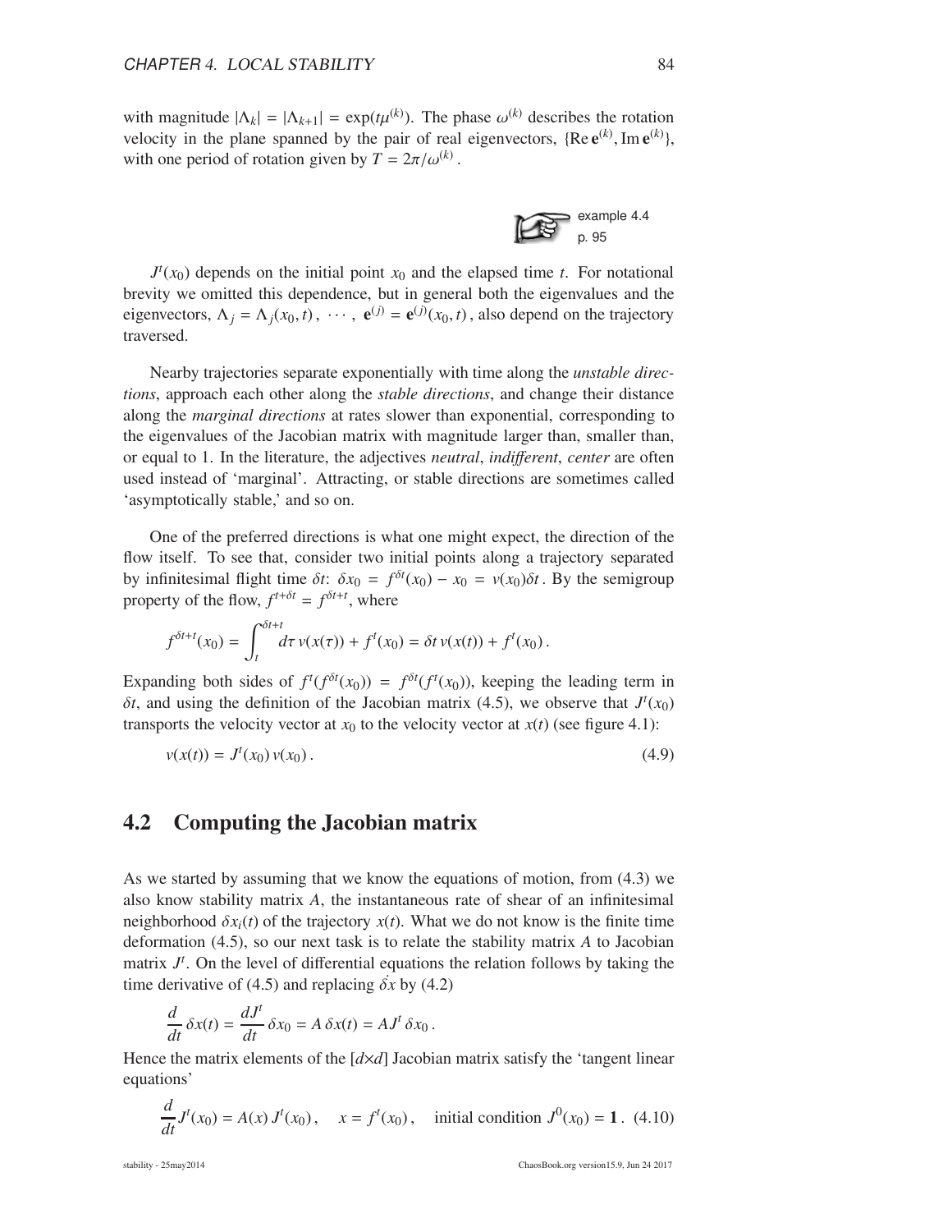with magnitude $|\Lambda_k| = |\Lambda_{k+1}| = \exp(t\mu^{(k)})$. The phase $\omega^{(k)}$ describes the rotation velocity in the plane spanned by the pair of real eigenvectors, $\{\text{Re}\,\mathbf{e}^{(k)}, \text{Im}\,\mathbf{e}^{(k)}\}$, with one period of rotation given by $T = 2\pi/\omega^{(k)}$.

example 4.4
p. 95

$J^t(x_0)$ depends on the initial point $x_0$ and the elapsed time $t$. For notational brevity we omitted this dependence, but in general both the eigenvalues and the eigenvectors, $\Lambda_j = \Lambda_j(x_0, t)$, $\cdots$, $\mathbf{e}^{(j)} = \mathbf{e}^{(j)}(x_0, t)$, also depend on the trajectory traversed.

Nearby trajectories separate exponentially with time along the *unstable directions*, approach each other along the *stable directions*, and change their distance along the *marginal directions* at rates slower than exponential, corresponding to the eigenvalues of the Jacobian matrix with magnitude larger than, smaller than, or equal to 1. In the literature, the adjectives *neutral*, *indifferent*, *center* are often used instead of 'marginal'. Attracting, or stable directions are sometimes called 'asymptotically stable,' and so on.

One of the preferred directions is what one might expect, the direction of the flow itself. To see that, consider two initial points along a trajectory separated by infinitesimal flight time $\delta t$: $\delta x_0 = f^{\delta t}(x_0) - x_0 = v(x_0)\delta t$. By the semigroup property of the flow, $f^{t+\delta t} = f^{\delta t+t}$, where

$$f^{\delta t+t}(x_0) = \int_t^{\delta t+t} d\tau\, v(x(\tau)) + f^t(x_0) = \delta t\, v(x(t)) + f^t(x_0)\,.$$

Expanding both sides of $f^t(f^{\delta t}(x_0)) = f^{\delta t}(f^t(x_0))$, keeping the leading term in $\delta t$, and using the definition of the Jacobian matrix (4.5), we observe that $J^t(x_0)$ transports the velocity vector at $x_0$ to the velocity vector at $x(t)$ (see figure 4.1):

$$v(x(t)) = J^t(x_0)\, v(x_0)\,. \tag{4.9}$$

## 4.2 Computing the Jacobian matrix

As we started by assuming that we know the equations of motion, from (4.3) we also know stability matrix $A$, the instantaneous rate of shear of an infinitesimal neighborhood $\delta x_i(t)$ of the trajectory $x(t)$. What we do not know is the finite time deformation (4.5), so our next task is to relate the stability matrix $A$ to Jacobian matrix $J^t$. On the level of differential equations the relation follows by taking the time derivative of (4.5) and replacing $\dot{\delta x}$ by (4.2)

$$\frac{d}{dt}\,\delta x(t) = \frac{dJ^t}{dt}\,\delta x_0 = A\,\delta x(t) = AJ^t\,\delta x_0\,.$$

Hence the matrix elements of the $[d{\times}d]$ Jacobian matrix satisfy the 'tangent linear equations'

$$\frac{d}{dt}J^t(x_0) = A(x)\,J^t(x_0)\,, \quad x = f^t(x_0)\,, \quad \text{initial condition } J^0(x_0) = \mathbf{1}\,. \tag{4.10}$$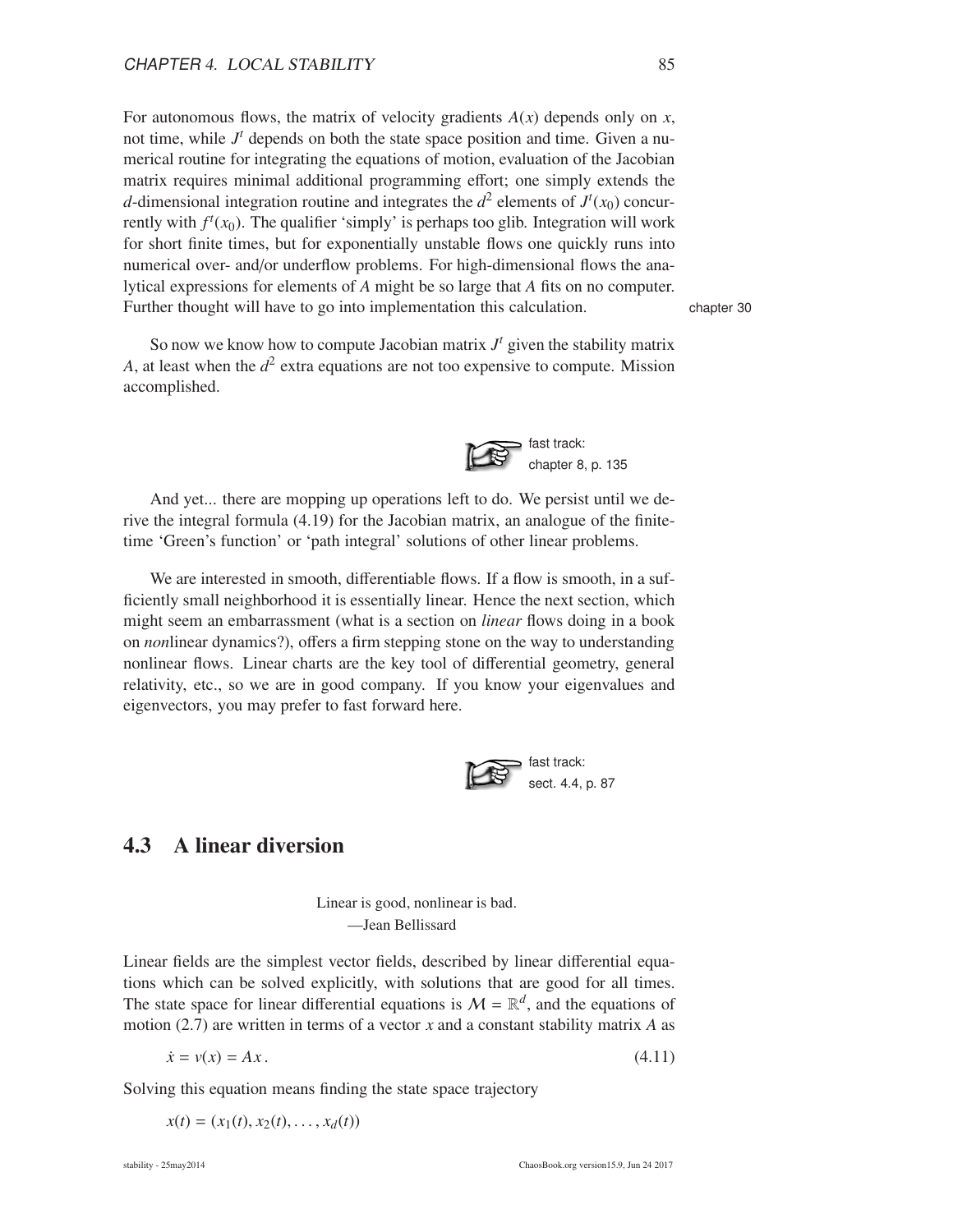For autonomous flows, the matrix of velocity gradients $A(x)$ depends only on $x$, not time, while $J^t$ depends on both the state space position and time. Given a numerical routine for integrating the equations of motion, evaluation of the Jacobian matrix requires minimal additional programming effort; one simply extends the $d$-dimensional integration routine and integrates the $d^2$ elements of $J^t(x_0)$ concurrently with $f^t(x_0)$. The qualifier 'simply' is perhaps too glib. Integration will work for short finite times, but for exponentially unstable flows one quickly runs into numerical over- and/or underflow problems. For high-dimensional flows the analytical expressions for elements of $A$ might be so large that $A$ fits on no computer. Further thought will have to go into implementation this calculation. chapter 30

So now we know how to compute Jacobian matrix $J^t$ given the stability matrix $A$, at least when the $d^2$ extra equations are not too expensive to compute. Mission accomplished.

fast track: chapter 8, p. 135

And yet... there are mopping up operations left to do. We persist until we derive the integral formula (4.19) for the Jacobian matrix, an analogue of the finite-time 'Green's function' or 'path integral' solutions of other linear problems.

We are interested in smooth, differentiable flows. If a flow is smooth, in a sufficiently small neighborhood it is essentially linear. Hence the next section, which might seem an embarrassment (what is a section on *linear* flows doing in a book on *non*linear dynamics?), offers a firm stepping stone on the way to understanding nonlinear flows. Linear charts are the key tool of differential geometry, general relativity, etc., so we are in good company. If you know your eigenvalues and eigenvectors, you may prefer to fast forward here.

fast track: sect. 4.4, p. 87

## 4.3 A linear diversion

Linear is good, nonlinear is bad.
—Jean Bellissard

Linear fields are the simplest vector fields, described by linear differential equations which can be solved explicitly, with solutions that are good for all times. The state space for linear differential equations is $\mathcal{M} = \mathbb{R}^d$, and the equations of motion (2.7) are written in terms of a vector $x$ and a constant stability matrix $A$ as

$$\dot{x} = v(x) = A x \,. \tag{4.11}$$

Solving this equation means finding the state space trajectory

$$x(t) = (x_1(t), x_2(t), \ldots, x_d(t))$$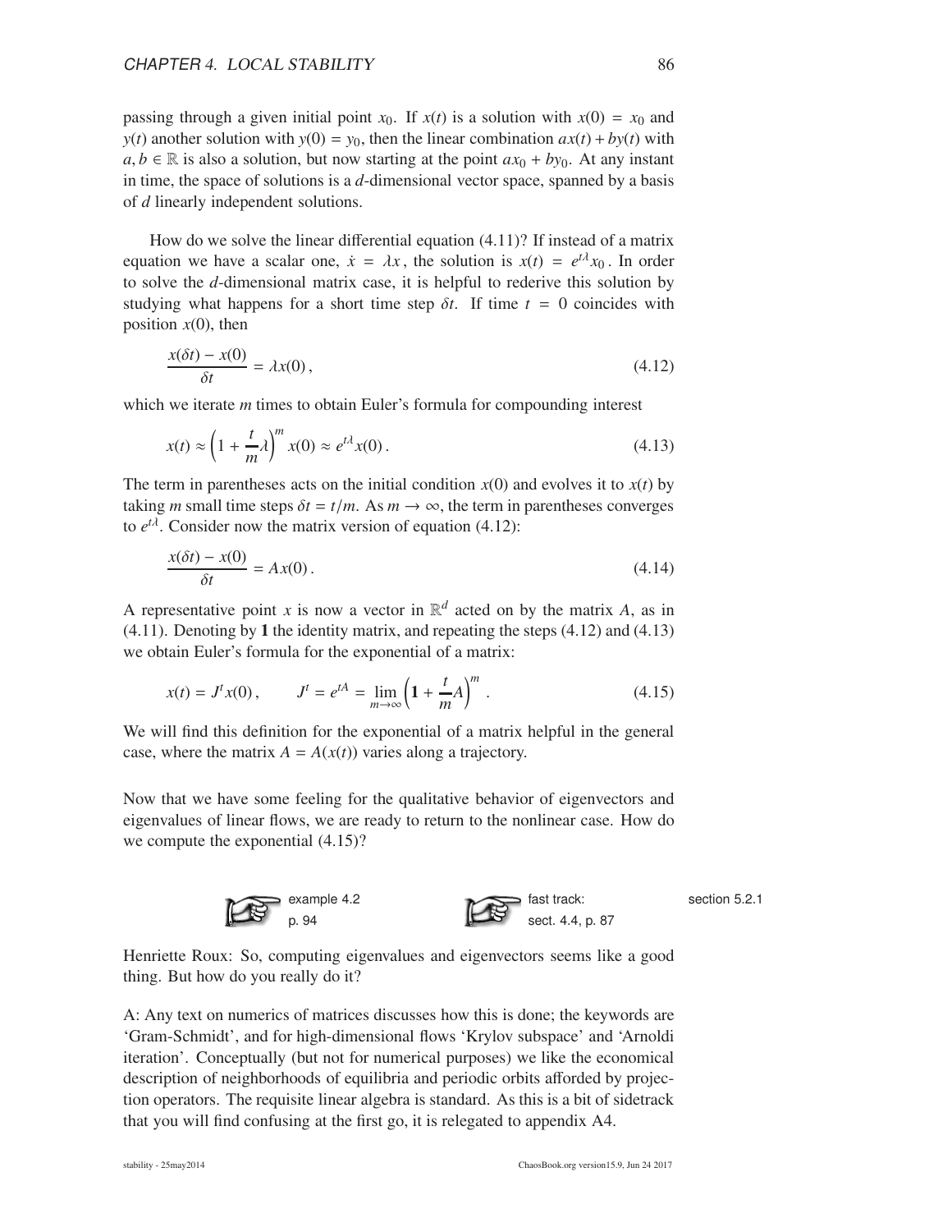passing through a given initial point $x_0$. If $x(t)$ is a solution with $x(0) = x_0$ and $y(t)$ another solution with $y(0) = y_0$, then the linear combination $ax(t) + by(t)$ with $a, b \in \mathbb{R}$ is also a solution, but now starting at the point $ax_0 + by_0$. At any instant in time, the space of solutions is a $d$-dimensional vector space, spanned by a basis of $d$ linearly independent solutions.

How do we solve the linear differential equation (4.11)? If instead of a matrix equation we have a scalar one, $\dot{x} = \lambda x$, the solution is $x(t) = e^{t\lambda} x_0$. In order to solve the $d$-dimensional matrix case, it is helpful to rederive this solution by studying what happens for a short time step $\delta t$. If time $t = 0$ coincides with position $x(0)$, then

$$\frac{x(\delta t) - x(0)}{\delta t} = \lambda x(0)\,, \tag{4.12}$$

which we iterate $m$ times to obtain Euler's formula for compounding interest

$$x(t) \approx \left(1 + \frac{t}{m}\lambda\right)^m x(0) \approx e^{t\lambda} x(0)\,. \tag{4.13}$$

The term in parentheses acts on the initial condition $x(0)$ and evolves it to $x(t)$ by taking $m$ small time steps $\delta t = t/m$. As $m \to \infty$, the term in parentheses converges to $e^{t\lambda}$. Consider now the matrix version of equation (4.12):

$$\frac{x(\delta t) - x(0)}{\delta t} = A x(0)\,. \tag{4.14}$$

A representative point $x$ is now a vector in $\mathbb{R}^d$ acted on by the matrix $A$, as in (4.11). Denoting by $\mathbf{1}$ the identity matrix, and repeating the steps (4.12) and (4.13) we obtain Euler's formula for the exponential of a matrix:

$$x(t) = J^t x(0)\,, \qquad J^t = e^{tA} = \lim_{m\to\infty} \left(\mathbf{1} + \frac{t}{m}A\right)^m\,. \tag{4.15}$$

We will find this definition for the exponential of a matrix helpful in the general case, where the matrix $A = A(x(t))$ varies along a trajectory.

Now that we have some feeling for the qualitative behavior of eigenvectors and eigenvalues of linear flows, we are ready to return to the nonlinear case. How do we compute the exponential (4.15)?

example 4.2 p. 94 — fast track: sect. 4.4, p. 87 — section 5.2.1

Henriette Roux: So, computing eigenvalues and eigenvectors seems like a good thing. But how do you really do it?

A: Any text on numerics of matrices discusses how this is done; the keywords are 'Gram-Schmidt', and for high-dimensional flows 'Krylov subspace' and 'Arnoldi iteration'. Conceptually (but not for numerical purposes) we like the economical description of neighborhoods of equilibria and periodic orbits afforded by projection operators. The requisite linear algebra is standard. As this is a bit of sidetrack that you will find confusing at the first go, it is relegated to appendix A4.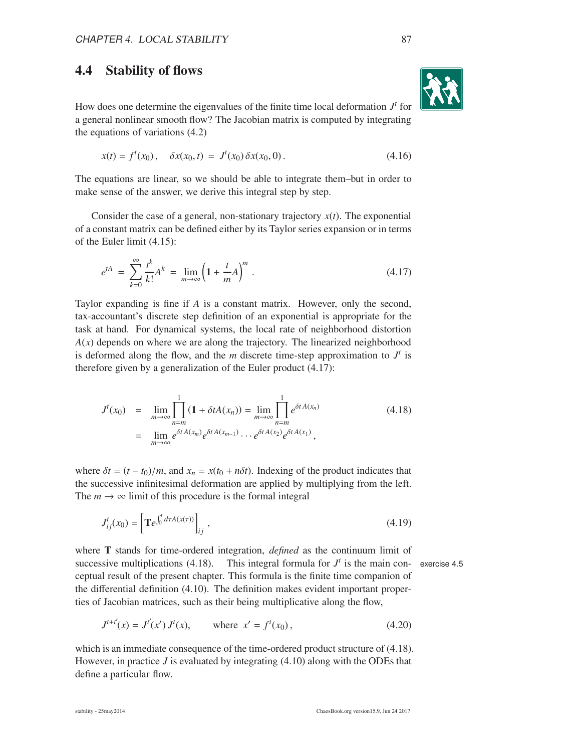## 4.4 Stability of flows

How does one determine the eigenvalues of the finite time local deformation $J^t$ for a general nonlinear smooth flow? The Jacobian matrix is computed by integrating the equations of variations (4.2)

$$x(t) = f^t(x_0)\,, \quad \delta x(x_0, t) \;=\; J^t(x_0)\, \delta x(x_0, 0)\,. \tag{4.16}$$

The equations are linear, so we should be able to integrate them–but in order to make sense of the answer, we derive this integral step by step.

Consider the case of a general, non-stationary trajectory $x(t)$. The exponential of a constant matrix can be defined either by its Taylor series expansion or in terms of the Euler limit (4.15):

$$e^{tA} \;=\; \sum_{k=0}^{\infty} \frac{t^k}{k!} A^k \;=\; \lim_{m\to\infty} \left( \mathbf{1} + \frac{t}{m} A \right)^m \,. \tag{4.17}$$

Taylor expanding is fine if $A$ is a constant matrix. However, only the second, tax-accountant's discrete step definition of an exponential is appropriate for the task at hand. For dynamical systems, the local rate of neighborhood distortion $A(x)$ depends on where we are along the trajectory. The linearized neighborhood is deformed along the flow, and the $m$ discrete time-step approximation to $J^t$ is therefore given by a generalization of the Euler product (4.17):

$$\begin{aligned} J^t(x_0) \;&=\; \lim_{m\to\infty} \prod_{n=m}^{1} \left(\mathbf{1} + \delta t A(x_n)\right) = \lim_{m\to\infty} \prod_{n=m}^{1} e^{\delta t\, A(x_n)} \\ &=\; \lim_{m\to\infty} e^{\delta t\, A(x_m)} e^{\delta t\, A(x_{m-1})} \cdots e^{\delta t\, A(x_2)} e^{\delta t\, A(x_1)}\,, \end{aligned} \tag{4.18}$$

where $\delta t = (t - t_0)/m$, and $x_n = x(t_0 + n\delta t)$. Indexing of the product indicates that the successive infinitesimal deformation are applied by multiplying from the left. The $m \to \infty$ limit of this procedure is the formal integral

$$J^t_{ij}(x_0) = \left[ \mathbf{T} e^{\int_0^t d\tau A(x(\tau))} \right]_{ij}\,, \tag{4.19}$$

where $\mathbf{T}$ stands for time-ordered integration, *defined* as the continuum limit of successive multiplications (4.18). This integral formula for $J^t$ is the main conceptual result of the present chapter. This formula is the finite time companion of the differential definition (4.10). The definition makes evident important properties of Jacobian matrices, such as their being multiplicative along the flow,

exercise 4.5

$$J^{t+t'}(x) = J^{t'}(x')\, J^t(x), \qquad \text{where } \; x' = f^t(x_0)\,, \tag{4.20}$$

which is an immediate consequence of the time-ordered product structure of (4.18). However, in practice $J$ is evaluated by integrating (4.10) along with the ODEs that define a particular flow.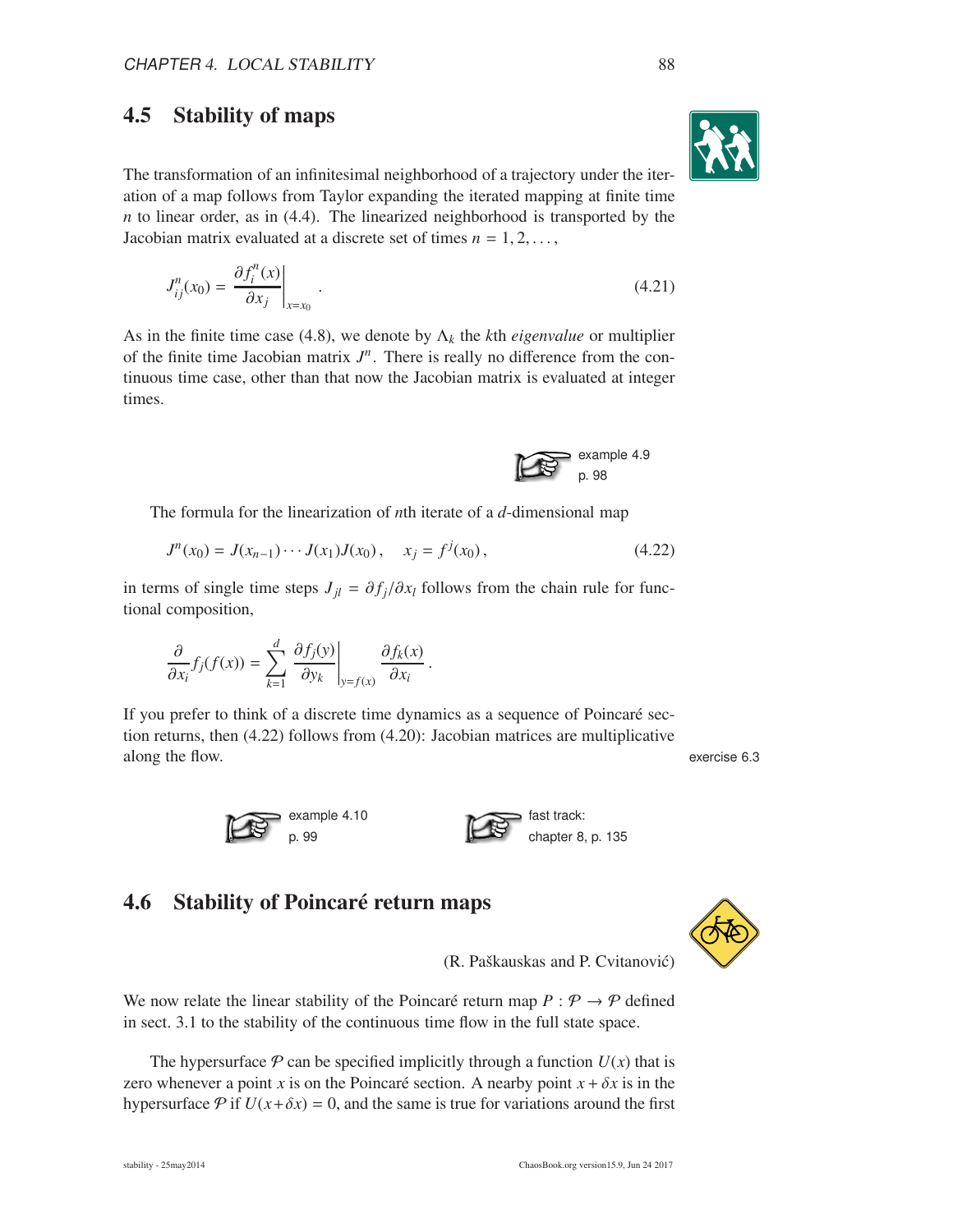## 4.5 Stability of maps

The transformation of an infinitesimal neighborhood of a trajectory under the iteration of a map follows from Taylor expanding the iterated mapping at finite time $n$ to linear order, as in (4.4). The linearized neighborhood is transported by the Jacobian matrix evaluated at a discrete set of times $n = 1, 2, \ldots,$

$$J^n_{ij}(x_0) = \left.\frac{\partial f^n_i(x)}{\partial x_j}\right|_{x=x_0} . \tag{4.21}$$

As in the finite time case (4.8), we denote by $\Lambda_k$ the $k$th *eigenvalue* or multiplier of the finite time Jacobian matrix $J^n$. There is really no difference from the continuous time case, other than that now the Jacobian matrix is evaluated at integer times.

example 4.9
p. 98

The formula for the linearization of $n$th iterate of a $d$-dimensional map

$$J^n(x_0) = J(x_{n-1}) \cdots J(x_1) J(x_0) , \quad x_j = f^j(x_0) , \tag{4.22}$$

in terms of single time steps $J_{jl} = \partial f_j / \partial x_l$ follows from the chain rule for functional composition,

$$\frac{\partial}{\partial x_i} f_j(f(x)) = \sum_{k=1}^{d} \left.\frac{\partial f_j(y)}{\partial y_k}\right|_{y=f(x)} \frac{\partial f_k(x)}{\partial x_i} .$$

If you prefer to think of a discrete time dynamics as a sequence of Poincaré section returns, then (4.22) follows from (4.20): Jacobian matrices are multiplicative along the flow.

exercise 6.3

example 4.10
p. 99

fast track:
chapter 8, p. 135

## 4.6 Stability of Poincaré return maps

(R. Paškauskas and P. Cvitanović)

We now relate the linear stability of the Poincaré return map $P : \mathcal{P} \to \mathcal{P}$ defined in sect. 3.1 to the stability of the continuous time flow in the full state space.

The hypersurface $\mathcal{P}$ can be specified implicitly through a function $U(x)$ that is zero whenever a point $x$ is on the Poincaré section. A nearby point $x + \delta x$ is in the hypersurface $\mathcal{P}$ if $U(x+\delta x) = 0$, and the same is true for variations around the first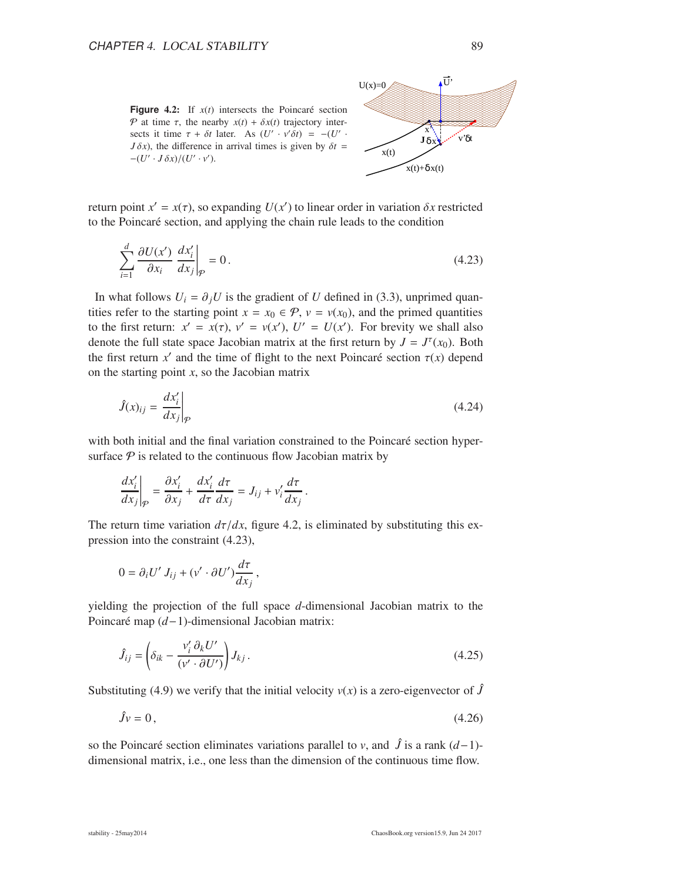**Figure 4.2:** If $x(t)$ intersects the Poincaré section $\mathcal{P}$ at time $\tau$, the nearby $x(t) + \delta x(t)$ trajectory intersects it time $\tau + \delta t$ later. As $(U' \cdot v' \delta t) = -(U' \cdot J\,\delta x)$, the difference in arrival times is given by $\delta t = -(U' \cdot J\,\delta x)/(U' \cdot v')$.

return point $x' = x(\tau)$, so expanding $U(x')$ to linear order in variation $\delta x$ restricted to the Poincaré section, and applying the chain rule leads to the condition

$$\sum_{i=1}^{d} \frac{\partial U(x')}{\partial x_i} \left.\frac{dx'_i}{dx_j}\right|_{\mathcal{P}} = 0 \,. \tag{4.23}$$

In what follows $U_i = \partial_j U$ is the gradient of $U$ defined in (3.3), unprimed quantities refer to the starting point $x = x_0 \in \mathcal{P}$, $v = v(x_0)$, and the primed quantities to the first return: $x' = x(\tau)$, $v' = v(x')$, $U' = U(x')$. For brevity we shall also denote the full state space Jacobian matrix at the first return by $J = J^{\tau}(x_0)$. Both the first return $x'$ and the time of flight to the next Poincaré section $\tau(x)$ depend on the starting point $x$, so the Jacobian matrix

$$\hat{J}(x)_{ij} = \left.\frac{dx'_i}{dx_j}\right|_{\mathcal{P}} \tag{4.24}$$

with both initial and the final variation constrained to the Poincaré section hypersurface $\mathcal{P}$ is related to the continuous flow Jacobian matrix by

$$\left.\frac{dx'_i}{dx_j}\right|_{\mathcal{P}} = \frac{\partial x'_i}{\partial x_j} + \frac{dx'_i}{d\tau}\frac{d\tau}{dx_j} = J_{ij} + v'_i \frac{d\tau}{dx_j} \,.$$

The return time variation $d\tau/dx$, figure 4.2, is eliminated by substituting this expression into the constraint (4.23),

$$0 = \partial_i U' \, J_{ij} + (v' \cdot \partial U') \frac{d\tau}{dx_j} \,,$$

yielding the projection of the full space $d$-dimensional Jacobian matrix to the Poincaré map $(d-1)$-dimensional Jacobian matrix:

$$\hat{J}_{ij} = \left( \delta_{ik} - \frac{v'_i \, \partial_k U'}{(v' \cdot \partial U')} \right) J_{kj} \,. \tag{4.25}$$

Substituting (4.9) we verify that the initial velocity $v(x)$ is a zero-eigenvector of $\hat{J}$

$$\hat{J} v = 0 \,, \tag{4.26}$$

so the Poincaré section eliminates variations parallel to $v$, and $\hat{J}$ is a rank $(d-1)$-dimensional matrix, i.e., one less than the dimension of the continuous time flow.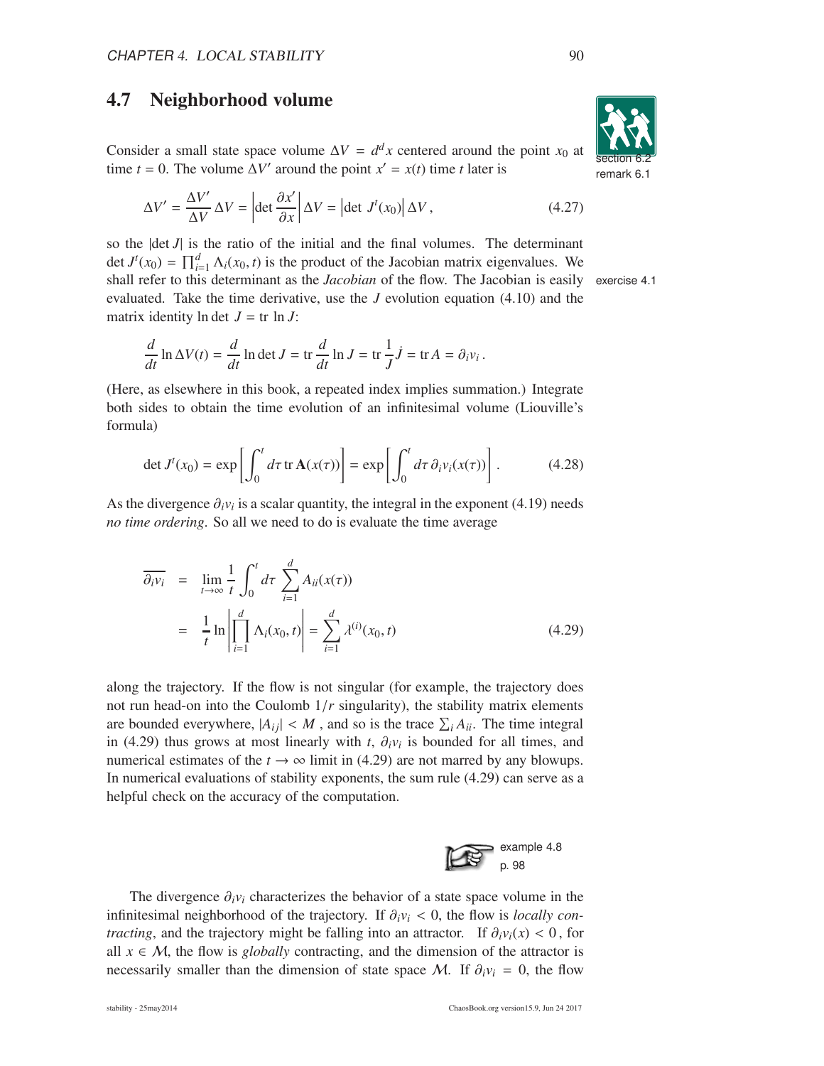## 4.7 Neighborhood volume

section 6.2
remark 6.1

Consider a small state space volume $\Delta V = d^d x$ centered around the point $x_0$ at time $t = 0$. The volume $\Delta V'$ around the point $x' = x(t)$ time $t$ later is

$$\Delta V' = \frac{\Delta V'}{\Delta V}\,\Delta V = \left|\det \frac{\partial x'}{\partial x}\right| \Delta V = \left|\det\, J^t(x_0)\right| \Delta V\,, \tag{4.27}$$

so the $|\det J|$ is the ratio of the initial and the final volumes. The determinant $\det J^t(x_0) = \prod_{i=1}^d \Lambda_i(x_0, t)$ is the product of the Jacobian matrix eigenvalues. We shall refer to this determinant as the *Jacobian* of the flow. The Jacobian is easily evaluated. Take the time derivative, use the $J$ evolution equation (4.10) and the matrix identity $\ln \det\, J = \mathrm{tr}\, \ln J$:

exercise 4.1

$$\frac{d}{dt}\ln \Delta V(t) = \frac{d}{dt}\ln \det J = \mathrm{tr}\,\frac{d}{dt}\ln J = \mathrm{tr}\,\frac{1}{J}\dot{J} = \mathrm{tr}\,A = \partial_i v_i\,.$$

(Here, as elsewhere in this book, a repeated index implies summation.) Integrate both sides to obtain the time evolution of an infinitesimal volume (Liouville's formula)

$$\det J^t(x_0) = \exp\left[\int_0^t d\tau\, \mathrm{tr}\,\mathbf{A}(x(\tau))\right] = \exp\left[\int_0^t d\tau\, \partial_i v_i(x(\tau))\right]. \tag{4.28}$$

As the divergence $\partial_i v_i$ is a scalar quantity, the integral in the exponent (4.19) needs *no time ordering*. So all we need to do is evaluate the time average

$$\begin{aligned}
\overline{\partial_i v_i} &= \lim_{t\to\infty}\frac{1}{t}\int_0^t d\tau\,\sum_{i=1}^d A_{ii}(x(\tau)) \\
&= \frac{1}{t}\ln\left|\prod_{i=1}^d \Lambda_i(x_0,t)\right| = \sum_{i=1}^d \lambda^{(i)}(x_0,t)
\end{aligned} \tag{4.29}$$

along the trajectory. If the flow is not singular (for example, the trajectory does not run head-on into the Coulomb $1/r$ singularity), the stability matrix elements are bounded everywhere, $|A_{ij}| < M$ , and so is the trace $\sum_i A_{ii}$. The time integral in (4.29) thus grows at most linearly with $t$, $\partial_i v_i$ is bounded for all times, and numerical estimates of the $t \to \infty$ limit in (4.29) are not marred by any blowups. In numerical evaluations of stability exponents, the sum rule (4.29) can serve as a helpful check on the accuracy of the computation.

example 4.8
p. 98

The divergence $\partial_i v_i$ characterizes the behavior of a state space volume in the infinitesimal neighborhood of the trajectory. If $\partial_i v_i < 0$, the flow is *locally contracting*, and the trajectory might be falling into an attractor. If $\partial_i v_i(x) < 0$ , for all $x \in \mathcal{M}$, the flow is *globally* contracting, and the dimension of the attractor is necessarily smaller than the dimension of state space $\mathcal{M}$. If $\partial_i v_i = 0$, the flow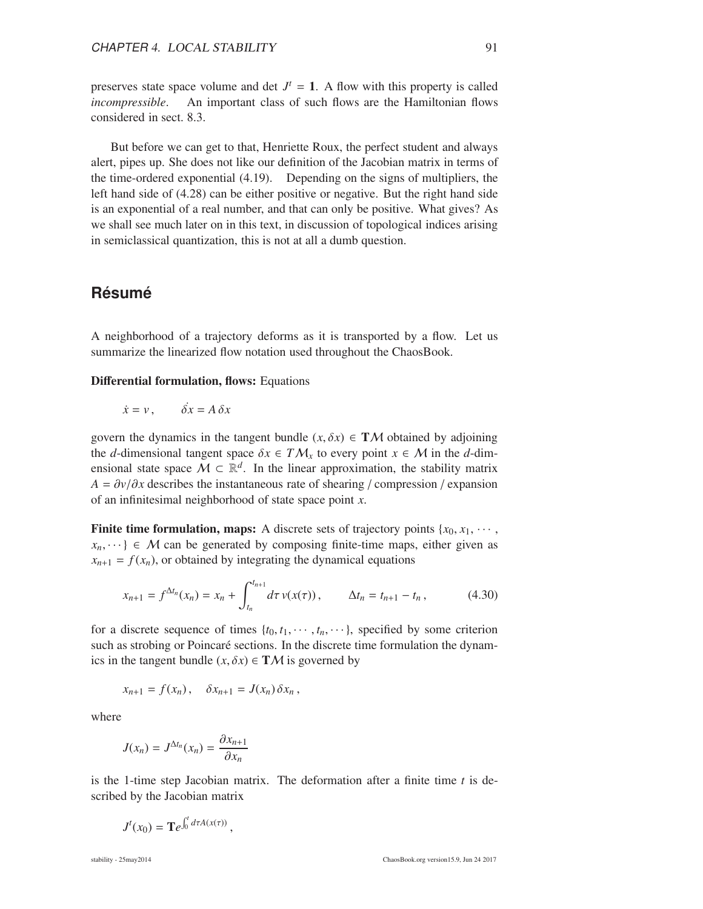preserves state space volume and det $J^t = \mathbf{1}$. A flow with this property is called *incompressible*. An important class of such flows are the Hamiltonian flows considered in sect. 8.3.

But before we can get to that, Henriette Roux, the perfect student and always alert, pipes up. She does not like our definition of the Jacobian matrix in terms of the time-ordered exponential (4.19). Depending on the signs of multipliers, the left hand side of (4.28) can be either positive or negative. But the right hand side is an exponential of a real number, and that can only be positive. What gives? As we shall see much later on in this text, in discussion of topological indices arising in semiclassical quantization, this is not at all a dumb question.

## Résumé

A neighborhood of a trajectory deforms as it is transported by a flow. Let us summarize the linearized flow notation used throughout the ChaosBook.

**Differential formulation, flows:** Equations

$$\dot{x} = v\,, \qquad \dot{\delta x} = A\,\delta x$$

govern the dynamics in the tangent bundle $(x, \delta x) \in \mathbf{T}\mathcal{M}$ obtained by adjoining the $d$-dimensional tangent space $\delta x \in T\mathcal{M}_x$ to every point $x \in \mathcal{M}$ in the $d$-dimensional state space $\mathcal{M} \subset \mathbb{R}^d$. In the linear approximation, the stability matrix $A = \partial v/\partial x$ describes the instantaneous rate of shearing / compression / expansion of an infinitesimal neighborhood of state space point $x$.

**Finite time formulation, maps:** A discrete sets of trajectory points $\{x_0, x_1, \cdots, x_n, \cdots\} \in \mathcal{M}$ can be generated by composing finite-time maps, either given as $x_{n+1} = f(x_n)$, or obtained by integrating the dynamical equations

$$x_{n+1} = f^{\Delta t_n}(x_n) = x_n + \int_{t_n}^{t_{n+1}} d\tau\, v(x(\tau))\,, \qquad \Delta t_n = t_{n+1} - t_n\,, \tag{4.30}$$

for a discrete sequence of times $\{t_0, t_1, \cdots, t_n, \cdots\}$, specified by some criterion such as strobing or Poincaré sections. In the discrete time formulation the dynamics in the tangent bundle $(x, \delta x) \in \mathbf{T}\mathcal{M}$ is governed by

$$x_{n+1} = f(x_n)\,, \quad \delta x_{n+1} = J(x_n)\,\delta x_n\,,$$

where

$$J(x_n) = J^{\Delta t_n}(x_n) = \frac{\partial x_{n+1}}{\partial x_n}$$

is the 1-time step Jacobian matrix. The deformation after a finite time $t$ is described by the Jacobian matrix

$$J^t(x_0) = \mathbf{T}e^{\int_0^t d\tau A(x(\tau))}\,,$$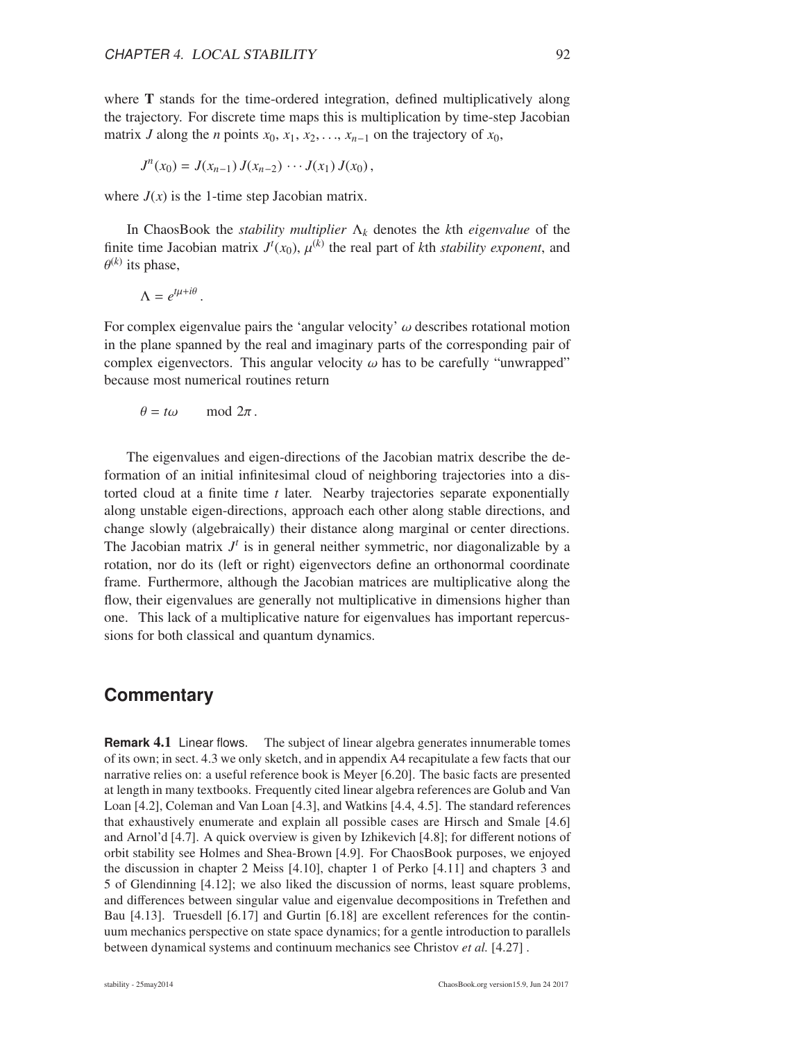where $\mathbf{T}$ stands for the time-ordered integration, defined multiplicatively along the trajectory. For discrete time maps this is multiplication by time-step Jacobian matrix $J$ along the $n$ points $x_0, x_1, x_2, \ldots, x_{n-1}$ on the trajectory of $x_0$,

$$J^n(x_0) = J(x_{n-1})\, J(x_{n-2}) \, \cdots J(x_1)\, J(x_0) \,,$$

where $J(x)$ is the 1-time step Jacobian matrix.

In ChaosBook the *stability multiplier* $\Lambda_k$ denotes the $k$th *eigenvalue* of the finite time Jacobian matrix $J^t(x_0)$, $\mu^{(k)}$ the real part of $k$th *stability exponent*, and $\theta^{(k)}$ its phase,

$$\Lambda = e^{t\mu + i\theta} \,.$$

For complex eigenvalue pairs the 'angular velocity' $\omega$ describes rotational motion in the plane spanned by the real and imaginary parts of the corresponding pair of complex eigenvectors. This angular velocity $\omega$ has to be carefully "unwrapped" because most numerical routines return

$$\theta = t\omega \qquad \text{mod } 2\pi \,.$$

The eigenvalues and eigen-directions of the Jacobian matrix describe the deformation of an initial infinitesimal cloud of neighboring trajectories into a distorted cloud at a finite time $t$ later. Nearby trajectories separate exponentially along unstable eigen-directions, approach each other along stable directions, and change slowly (algebraically) their distance along marginal or center directions. The Jacobian matrix $J^t$ is in general neither symmetric, nor diagonalizable by a rotation, nor do its (left or right) eigenvectors define an orthonormal coordinate frame. Furthermore, although the Jacobian matrices are multiplicative along the flow, their eigenvalues are generally not multiplicative in dimensions higher than one. This lack of a multiplicative nature for eigenvalues has important repercussions for both classical and quantum dynamics.

## Commentary

**Remark 4.1** Linear flows. The subject of linear algebra generates innumerable tomes of its own; in sect. 4.3 we only sketch, and in appendix A4 recapitulate a few facts that our narrative relies on: a useful reference book is Meyer [6.20]. The basic facts are presented at length in many textbooks. Frequently cited linear algebra references are Golub and Van Loan [4.2], Coleman and Van Loan [4.3], and Watkins [4.4, 4.5]. The standard references that exhaustively enumerate and explain all possible cases are Hirsch and Smale [4.6] and Arnol'd [4.7]. A quick overview is given by Izhikevich [4.8]; for different notions of orbit stability see Holmes and Shea-Brown [4.9]. For ChaosBook purposes, we enjoyed the discussion in chapter 2 Meiss [4.10], chapter 1 of Perko [4.11] and chapters 3 and 5 of Glendinning [4.12]; we also liked the discussion of norms, least square problems, and differences between singular value and eigenvalue decompositions in Trefethen and Bau [4.13]. Truesdell [6.17] and Gurtin [6.18] are excellent references for the continuum mechanics perspective on state space dynamics; for a gentle introduction to parallels between dynamical systems and continuum mechanics see Christov *et al.* [4.27] .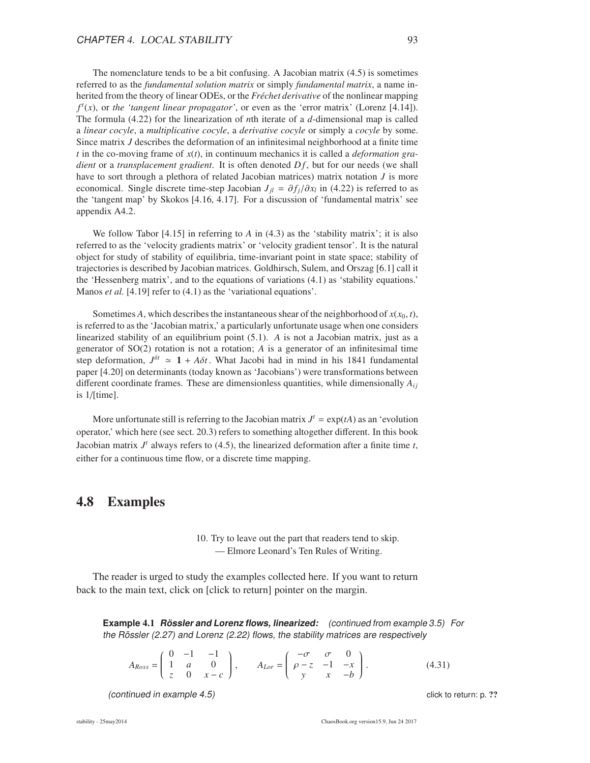The nomenclature tends to be a bit confusing. A Jacobian matrix (4.5) is sometimes referred to as the *fundamental solution matrix* or simply *fundamental matrix*, a name inherited from the theory of linear ODEs, or the *Fréchet derivative* of the nonlinear mapping $f^t(x)$, or *the 'tangent linear propagator'*, or even as the 'error matrix' (Lorenz [4.14]). The formula (4.22) for the linearization of $n$th iterate of a $d$-dimensional map is called a *linear cocyle*, a *multiplicative cocyle*, a *derivative cocyle* or simply a *cocyle* by some. Since matrix $J$ describes the deformation of an infinitesimal neighborhood at a finite time $t$ in the co-moving frame of $x(t)$, in continuum mechanics it is called a *deformation gradient* or a *transplacement gradient*. It is often denoted $Df$, but for our needs (we shall have to sort through a plethora of related Jacobian matrices) matrix notation $J$ is more economical. Single discrete time-step Jacobian $J_{jl} = \partial f_j / \partial x_l$ in (4.22) is referred to as the 'tangent map' by Skokos [4.16, 4.17]. For a discussion of 'fundamental matrix' see appendix A4.2.

We follow Tabor [4.15] in referring to $A$ in (4.3) as the 'stability matrix'; it is also referred to as the 'velocity gradients matrix' or 'velocity gradient tensor'. It is the natural object for study of stability of equilibria, time-invariant point in state space; stability of trajectories is described by Jacobian matrices. Goldhirsch, Sulem, and Orszag [6.1] call it the 'Hessenberg matrix', and to the equations of variations (4.1) as 'stability equations.' Manos *et al.* [4.19] refer to (4.1) as the 'variational equations'.

Sometimes $A$, which describes the instantaneous shear of the neighborhood of $x(x_0, t)$, is referred to as the 'Jacobian matrix,' a particularly unfortunate usage when one considers linearized stability of an equilibrium point (5.1). $A$ is not a Jacobian matrix, just as a generator of SO(2) rotation is not a rotation; $A$ is a generator of an infinitesimal time step deformation, $J^{\delta t} \simeq \mathbf{1} + A\delta t$. What Jacobi had in mind in his 1841 fundamental paper [4.20] on determinants (today known as 'Jacobians') were transformations between different coordinate frames. These are dimensionless quantities, while dimensionally $A_{ij}$ is 1/[time].

More unfortunate still is referring to the Jacobian matrix $J^t = \exp(tA)$ as an 'evolution operator,' which here (see sect. 20.3) refers to something altogether different. In this book Jacobian matrix $J^t$ always refers to (4.5), the linearized deformation after a finite time $t$, either for a continuous time flow, or a discrete time mapping.

## 4.8 Examples

> 10. Try to leave out the part that readers tend to skip.
> — Elmore Leonard's Ten Rules of Writing.

The reader is urged to study the examples collected here. If you want to return back to the main text, click on [click to return] pointer on the margin.

**Example 4.1** ***Rössler and Lorenz flows, linearized:*** *(continued from example 3.5) For the Rössler (2.27) and Lorenz (2.22) flows, the stability matrices are respectively*

$$A_{Ross} = \begin{pmatrix} 0 & -1 & -1 \\ 1 & a & 0 \\ z & 0 & x-c \end{pmatrix}, \qquad A_{Lor} = \begin{pmatrix} -\sigma & \sigma & 0 \\ \rho - z & -1 & -x \\ y & x & -b \end{pmatrix}. \tag{4.31}$$

*(continued in example 4.5)*

click to return: p. ??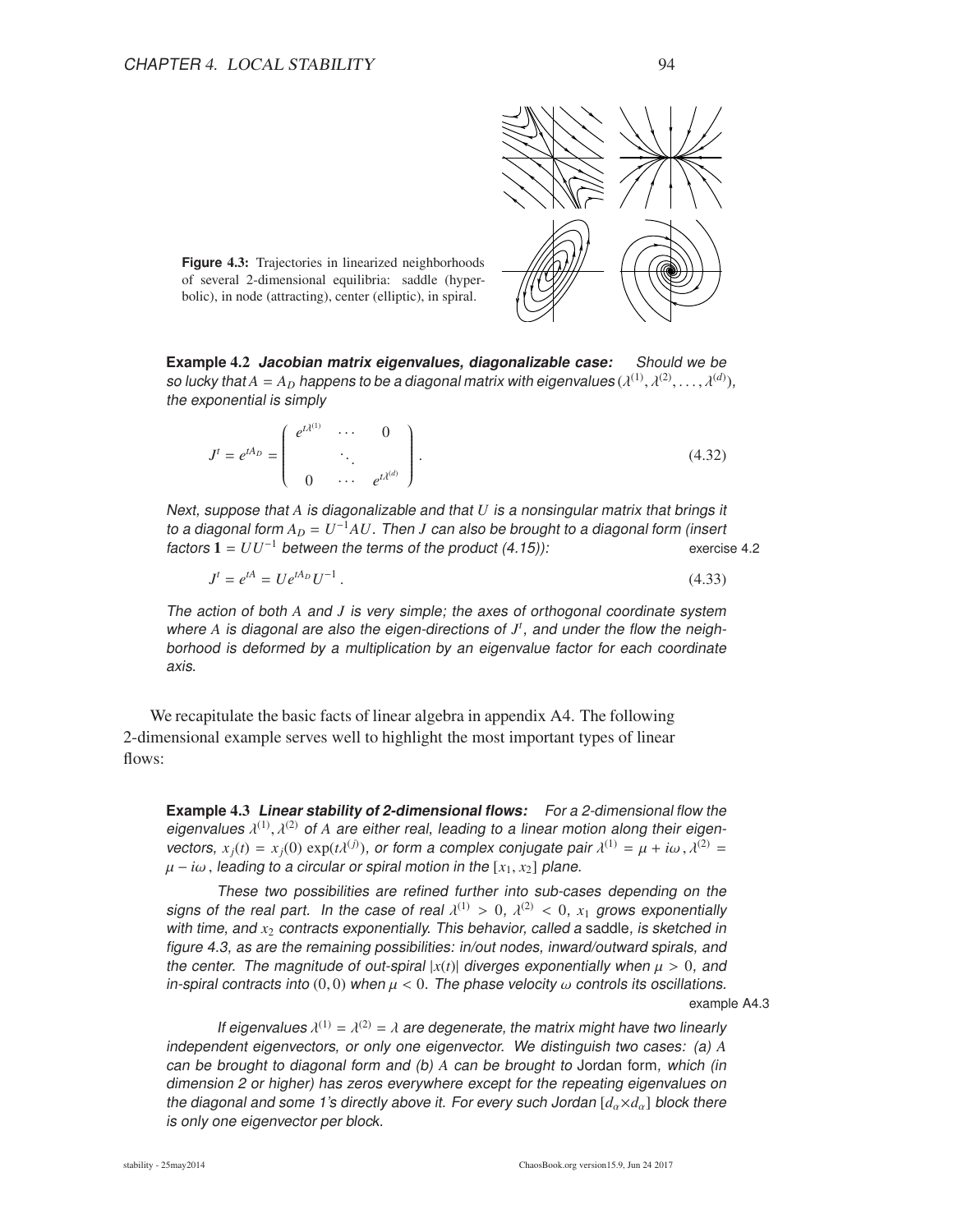**Figure 4.3:** Trajectories in linearized neighborhoods of several 2-dimensional equilibria: saddle (hyperbolic), in node (attracting), center (elliptic), in spiral.

**Example 4.2** ***Jacobian matrix eigenvalues, diagonalizable case:*** *Should we be so lucky that $A = A_D$ happens to be a diagonal matrix with eigenvalues $(\lambda^{(1)}, \lambda^{(2)}, \ldots, \lambda^{(d)})$, the exponential is simply*

$$J^t = e^{tA_D} = \begin{pmatrix} e^{t\lambda^{(1)}} & \cdots & 0 \\ & \ddots & \\ 0 & \cdots & e^{t\lambda^{(d)}} \end{pmatrix} . \tag{4.32}$$

*Next, suppose that $A$ is diagonalizable and that $U$ is a nonsingular matrix that brings it to a diagonal form $A_D = U^{-1}AU$. Then $J$ can also be brought to a diagonal form (insert factors $\mathbf{1} = UU^{-1}$ between the terms of the product (4.15)):* exercise 4.2

$$J^t = e^{tA} = Ue^{tA_D}U^{-1} . \tag{4.33}$$

*The action of both $A$ and $J$ is very simple; the axes of orthogonal coordinate system where $A$ is diagonal are also the eigen-directions of $J^t$, and under the flow the neighborhood is deformed by a multiplication by an eigenvalue factor for each coordinate axis.*

We recapitulate the basic facts of linear algebra in appendix A4. The following 2-dimensional example serves well to highlight the most important types of linear flows:

**Example 4.3** ***Linear stability of 2-dimensional flows:*** *For a 2-dimensional flow the eigenvalues $\lambda^{(1)}, \lambda^{(2)}$ of $A$ are either real, leading to a linear motion along their eigenvectors, $x_j(t) = x_j(0)\exp(t\lambda^{(j)})$, or form a complex conjugate pair $\lambda^{(1)} = \mu + i\omega$, $\lambda^{(2)} = \mu - i\omega$, leading to a circular or spiral motion in the $[x_1, x_2]$ plane.*

*These two possibilities are refined further into sub-cases depending on the signs of the real part. In the case of real $\lambda^{(1)} > 0$, $\lambda^{(2)} < 0$, $x_1$ grows exponentially with time, and $x_2$ contracts exponentially. This behavior, called a* saddle*, is sketched in figure 4.3, as are the remaining possibilities: in/out nodes, inward/outward spirals, and the center. The magnitude of out-spiral $|x(t)|$ diverges exponentially when $\mu > 0$, and in-spiral contracts into $(0, 0)$ when $\mu < 0$. The phase velocity $\omega$ controls its oscillations.*

example A4.3

*If eigenvalues $\lambda^{(1)} = \lambda^{(2)} = \lambda$ are degenerate, the matrix might have two linearly independent eigenvectors, or only one eigenvector. We distinguish two cases: (a) $A$ can be brought to diagonal form and (b) $A$ can be brought to* Jordan *form, which (in dimension 2 or higher) has zeros everywhere except for the repeating eigenvalues on the diagonal and some 1's directly above it. For every such Jordan $[d_\alpha \times d_\alpha]$ block there is only one eigenvector per block.*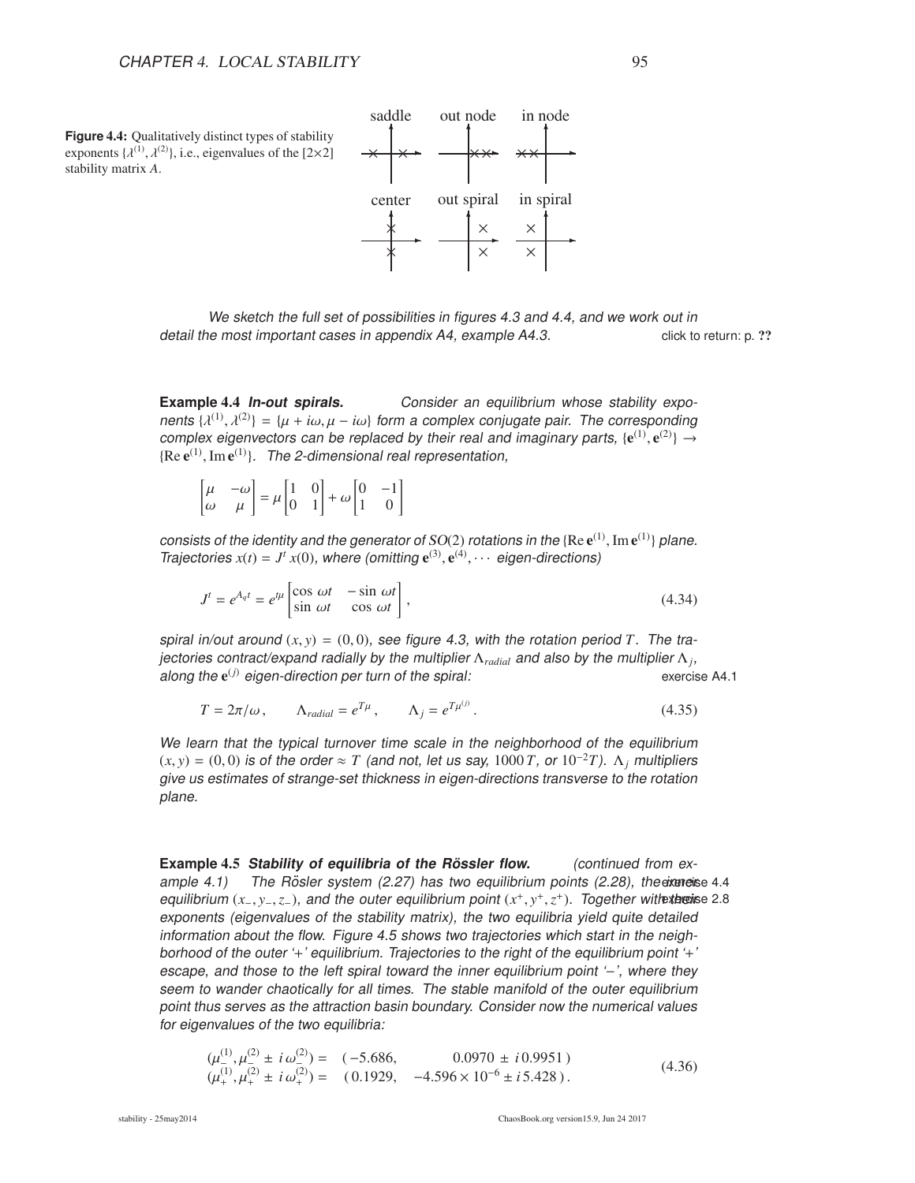**Figure 4.4:** Qualitatively distinct types of stability exponents $\{\lambda^{(1)}, \lambda^{(2)}\}$, i.e., eigenvalues of the [2×2] stability matrix $A$.

saddle out node in node

center out spiral in spiral

*We sketch the full set of possibilities in figures 4.3 and 4.4, and we work out in detail the most important cases in appendix A4, example A4.3.* click to return: p. ??

**Example 4.4** ***In-out spirals.*** *Consider an equilibrium whose stability exponents $\{\lambda^{(1)}, \lambda^{(2)}\} = \{\mu + i\omega, \mu - i\omega\}$ form a complex conjugate pair. The corresponding complex eigenvectors can be replaced by their real and imaginary parts, $\{\mathbf{e}^{(1)}, \mathbf{e}^{(2)}\} \rightarrow \{\mathrm{Re}\,\mathbf{e}^{(1)}, \mathrm{Im}\,\mathbf{e}^{(1)}\}$. The 2-dimensional real representation,*

$$\begin{bmatrix} \mu & -\omega \\ \omega & \mu \end{bmatrix} = \mu \begin{bmatrix} 1 & 0 \\ 0 & 1 \end{bmatrix} + \omega \begin{bmatrix} 0 & -1 \\ 1 & 0 \end{bmatrix}$$

*consists of the identity and the generator of $SO(2)$ rotations in the $\{\mathrm{Re}\,\mathbf{e}^{(1)}, \mathrm{Im}\,\mathbf{e}^{(1)}\}$ plane. Trajectories $x(t) = J^t\, x(0)$, where (omitting $\mathbf{e}^{(3)}, \mathbf{e}^{(4)}, \cdots$ eigen-directions)*

$$J^t = e^{A_q t} = e^{t\mu} \begin{bmatrix} \cos\,\omega t & -\sin\,\omega t \\ \sin\,\omega t & \cos\,\omega t \end{bmatrix}, \tag{4.34}$$

*spiral in/out around $(x, y) = (0, 0)$, see figure 4.3, with the rotation period $T$. The trajectories contract/expand radially by the multiplier $\Lambda_{radial}$ and also by the multiplier $\Lambda_j$, along the $\mathbf{e}^{(j)}$ eigen-direction per turn of the spiral:* exercise A4.1

$$T = 2\pi/\omega\,, \qquad \Lambda_{radial} = e^{T\mu}\,, \qquad \Lambda_j = e^{T\mu^{(j)}}\,. \tag{4.35}$$

*We learn that the typical turnover time scale in the neighborhood of the equilibrium $(x, y) = (0, 0)$ is of the order $\approx T$ (and not, let us say, $1000\,T$, or $10^{-2}T$). $\Lambda_j$ multipliers give us estimates of strange-set thickness in eigen-directions transverse to the rotation plane.*

**Example 4.5** ***Stability of equilibria of the Rössler flow.*** *(continued from example 4.1) The Rösler system (2.27) has two equilibrium points (2.28), the inner equilibrium $(x_-, y_-, z_-)$, and the outer equilibrium point $(x^+, y^+, z^+)$. Together with their exponents (eigenvalues of the stability matrix), the two equilibria yield quite detailed information about the flow. Figure 4.5 shows two trajectories which start in the neighborhood of the outer '+' equilibrium. Trajectories to the right of the equilibrium point '+' escape, and those to the left spiral toward the inner equilibrium point '−', where they seem to wander chaotically for all times. The stable manifold of the outer equilibrium point thus serves as the attraction basin boundary. Consider now the numerical values for eigenvalues of the two equilibria:* exercise 4.4 exercise 2.8

$$\begin{aligned} (\mu_-^{(1)}, \mu_-^{(2)} \pm i\,\omega_-^{(2)}) &= \;\; (\,-5.686, \qquad\quad 0.0970 \pm i\,0.9951\,) \\ (\mu_+^{(1)}, \mu_+^{(2)} \pm i\,\omega_+^{(2)}) &= \;\; (\,0.1929, \quad -4.596 \times 10^{-6} \pm i\,5.428\,)\,. \end{aligned} \tag{4.36}$$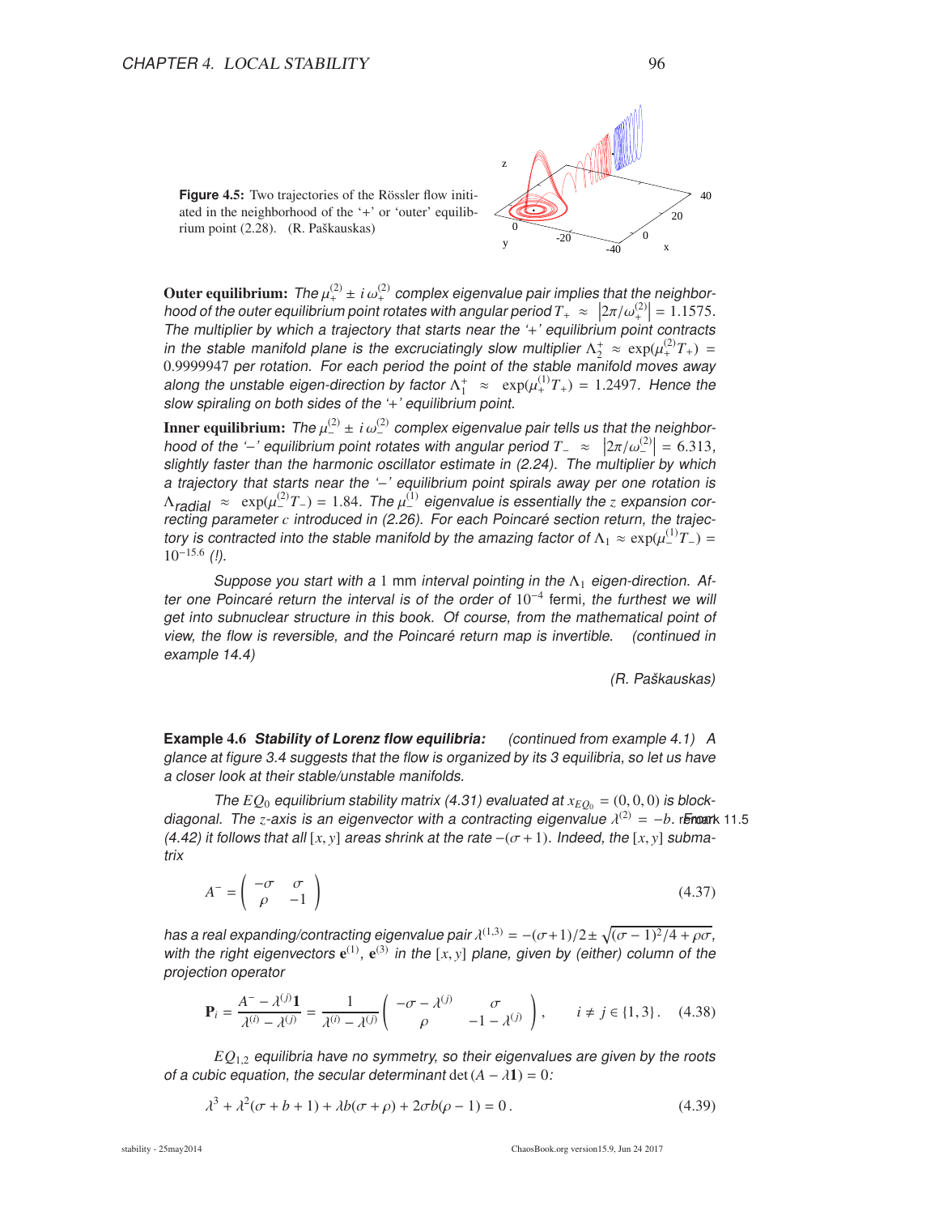**Figure 4.5:** Two trajectories of the Rössler flow initiated in the neighborhood of the '+' or 'outer' equilibrium point (2.28). (R. Paškauskas)

**Outer equilibrium:** *The* $\mu_+^{(2)} \pm i\,\omega_+^{(2)}$ *complex eigenvalue pair implies that the neighborhood of the outer equilibrium point rotates with angular period* $T_+ \approx \left|2\pi/\omega_+^{(2)}\right| = 1.1575$. *The multiplier by which a trajectory that starts near the '+' equilibrium point contracts in the stable manifold plane is the excruciatingly slow multiplier* $\Lambda_2^+ \approx \exp(\mu_+^{(2)} T_+) = 0.9999947$ *per rotation. For each period the point of the stable manifold moves away along the unstable eigen-direction by factor* $\Lambda_1^+ \approx \exp(\mu_+^{(1)} T_+) = 1.2497$*. Hence the slow spiraling on both sides of the '+' equilibrium point.*

**Inner equilibrium:** *The* $\mu_-^{(2)} \pm i\,\omega_-^{(2)}$ *complex eigenvalue pair tells us that the neighborhood of the '−' equilibrium point rotates with angular period* $T_- \approx \left|2\pi/\omega_-^{(2)}\right| = 6.313$*, slightly faster than the harmonic oscillator estimate in (2.24). The multiplier by which a trajectory that starts near the '−' equilibrium point spirals away per one rotation is* $\Lambda_{radial} \approx \exp(\mu_-^{(2)} T_-) = 1.84$*. The* $\mu_-^{(1)}$ *eigenvalue is essentially the* $z$ *expansion correcting parameter* $c$ *introduced in (2.26). For each Poincaré section return, the trajectory is contracted into the stable manifold by the amazing factor of* $\Lambda_1 \approx \exp(\mu_-^{(1)} T_-) = 10^{-15.6}$ *(!).*

*Suppose you start with a* 1 mm *interval pointing in the* $\Lambda_1$ *eigen-direction. After one Poincaré return the interval is of the order of* $10^{-4}$ fermi*, the furthest we will get into subnuclear structure in this book. Of course, from the mathematical point of view, the flow is reversible, and the Poincaré return map is invertible. (continued in example 14.4)*

*(R. Paškauskas)*

**Example 4.6** ***Stability of Lorenz flow equilibria:*** *(continued from example 4.1) A glance at figure 3.4 suggests that the flow is organized by its 3 equilibria, so let us have a closer look at their stable/unstable manifolds.*

*The* $EQ_0$ *equilibrium stability matrix (4.31) evaluated at* $x_{EQ_0} = (0,0,0)$ *is block-diagonal. The* $z$*-axis is an eigenvector with a contracting eigenvalue* $\lambda^{(2)} = -b$*. From (4.42) it follows that all* $[x,y]$ *areas shrink at the rate* $-(\sigma+1)$*. Indeed, the* $[x,y]$ *submatrix*

remark 11.5

$$A^- = \begin{pmatrix} -\sigma & \sigma \\ \rho & -1 \end{pmatrix} \tag{4.37}$$

*has a real expanding/contracting eigenvalue pair* $\lambda^{(1,3)} = -(\sigma+1)/2 \pm \sqrt{(\sigma-1)^2/4 + \rho\sigma}$*, with the right eigenvectors* $\mathbf{e}^{(1)}$*,* $\mathbf{e}^{(3)}$ *in the* $[x,y]$ *plane, given by (either) column of the projection operator*

$$\mathbf{P}_i = \frac{A^- - \lambda^{(j)}\mathbf{1}}{\lambda^{(i)} - \lambda^{(j)}} = \frac{1}{\lambda^{(i)} - \lambda^{(j)}} \begin{pmatrix} -\sigma - \lambda^{(j)} & \sigma \\ \rho & -1 - \lambda^{(j)} \end{pmatrix}, \qquad i \neq j \in \{1,3\}. \tag{4.38}$$

$EQ_{1,2}$ *equilibria have no symmetry, so their eigenvalues are given by the roots of a cubic equation, the secular determinant* $\det(A - \lambda\mathbf{1}) = 0$*:*

$$\lambda^3 + \lambda^2(\sigma + b + 1) + \lambda b(\sigma + \rho) + 2\sigma b(\rho - 1) = 0\,. \tag{4.39}$$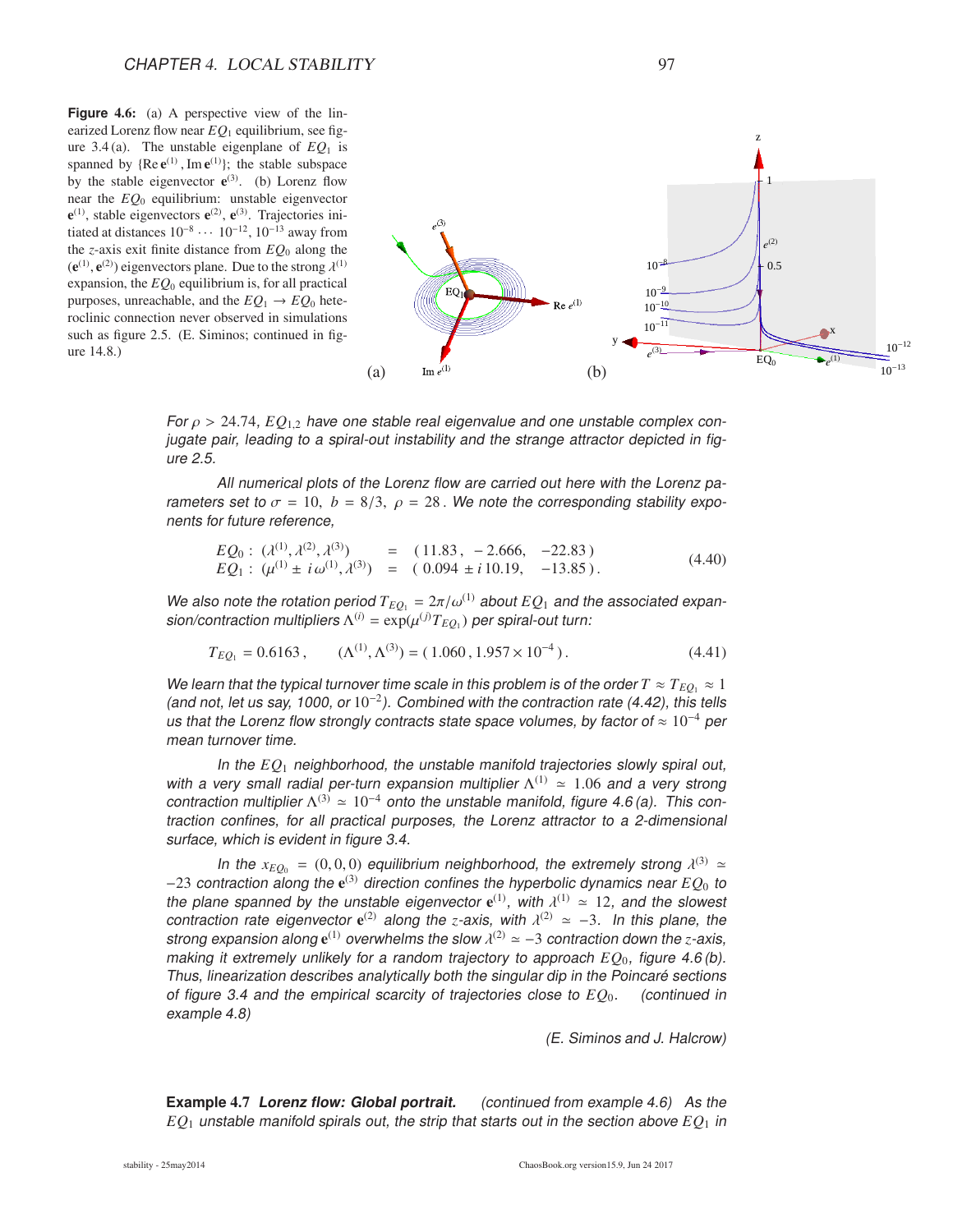**Figure 4.6:** (a) A perspective view of the linearized Lorenz flow near $EQ_1$ equilibrium, see figure 3.4 (a). The unstable eigenplane of $EQ_1$ is spanned by $\{\mathrm{Re}\, \mathbf{e}^{(1)}, \mathrm{Im}\, \mathbf{e}^{(1)}\}$; the stable subspace by the stable eigenvector $\mathbf{e}^{(3)}$. (b) Lorenz flow near the $EQ_0$ equilibrium: unstable eigenvector $\mathbf{e}^{(1)}$, stable eigenvectors $\mathbf{e}^{(2)}$, $\mathbf{e}^{(3)}$. Trajectories initiated at distances $10^{-8} \cdots 10^{-12}, 10^{-13}$ away from the $z$-axis exit finite distance from $EQ_0$ along the $(\mathbf{e}^{(1)}, \mathbf{e}^{(2)})$ eigenvectors plane. Due to the strong $\lambda^{(1)}$ expansion, the $EQ_0$ equilibrium is, for all practical purposes, unreachable, and the $EQ_1 \to EQ_0$ heteroclinic connection never observed in simulations such as figure 2.5. (E. Siminos; continued in figure 14.8.)

*For $\rho > 24.74$, $EQ_{1,2}$ have one stable real eigenvalue and one unstable complex conjugate pair, leading to a spiral-out instability and the strange attractor depicted in figure 2.5.*

*All numerical plots of the Lorenz flow are carried out here with the Lorenz parameters set to $\sigma = 10,\ b = 8/3,\ \rho = 28$. We note the corresponding stability exponents for future reference,*

$$
\begin{array}{lcl}
EQ_0 : \ (\lambda^{(1)}, \lambda^{(2)}, \lambda^{(3)}) & = & (\,11.83\,,\ -2.666,\ \ -22.83\,) \\
EQ_1 : \ (\mu^{(1)} \pm i\,\omega^{(1)}, \lambda^{(3)}) & = & (\,0.094 \pm i\,10.19,\ \ -13.85\,)\,.
\end{array}
\tag{4.40}
$$

*We also note the rotation period $T_{EQ_1} = 2\pi/\omega^{(1)}$ about $EQ_1$ and the associated expansion/contraction multipliers $\Lambda^{(i)} = \exp(\mu^{(j)} T_{EQ_1})$ per spiral-out turn:*

$$
T_{EQ_1} = 0.6163\,, \qquad (\Lambda^{(1)}, \Lambda^{(3)}) = (\,1.060\,, 1.957 \times 10^{-4}\,)\,.
\tag{4.41}
$$

*We learn that the typical turnover time scale in this problem is of the order $T \approx T_{EQ_1} \approx 1$ (and not, let us say, 1000, or $10^{-2}$). Combined with the contraction rate (4.42), this tells us that the Lorenz flow strongly contracts state space volumes, by factor of $\approx 10^{-4}$ per mean turnover time.*

*In the $EQ_1$ neighborhood, the unstable manifold trajectories slowly spiral out, with a very small radial per-turn expansion multiplier $\Lambda^{(1)} \simeq 1.06$ and a very strong contraction multiplier $\Lambda^{(3)} \simeq 10^{-4}$ onto the unstable manifold, figure 4.6 (a). This contraction confines, for all practical purposes, the Lorenz attractor to a 2-dimensional surface, which is evident in figure 3.4.*

*In the $x_{EQ_0} = (0,0,0)$ equilibrium neighborhood, the extremely strong $\lambda^{(3)} \simeq -23$ contraction along the $\mathbf{e}^{(3)}$ direction confines the hyperbolic dynamics near $EQ_0$ to the plane spanned by the unstable eigenvector $\mathbf{e}^{(1)}$, with $\lambda^{(1)} \simeq 12$, and the slowest contraction rate eigenvector $\mathbf{e}^{(2)}$ along the $z$-axis, with $\lambda^{(2)} \simeq -3$. In this plane, the strong expansion along $\mathbf{e}^{(1)}$ overwhelms the slow $\lambda^{(2)} \simeq -3$ contraction down the $z$-axis, making it extremely unlikely for a random trajectory to approach $EQ_0$, figure 4.6 (b). Thus, linearization describes analytically both the singular dip in the Poincaré sections of figure 3.4 and the empirical scarcity of trajectories close to $EQ_0$. (continued in example 4.8)*

*(E. Siminos and J. Halcrow)*

**Example 4.7** ***Lorenz flow: Global portrait.*** *(continued from example 4.6) As the $EQ_1$ unstable manifold spirals out, the strip that starts out in the section above $EQ_1$ in*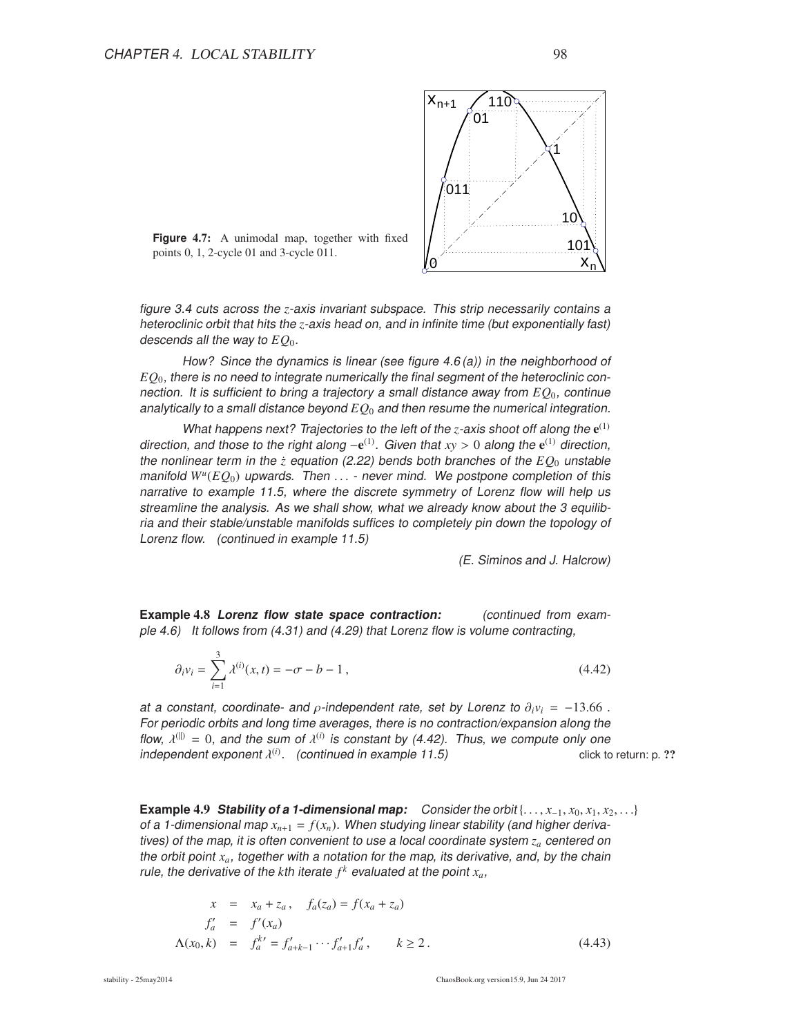**Figure 4.7:** A unimodal map, together with fixed points 0, 1, 2-cycle 01 and 3-cycle 011.

*figure 3.4 cuts across the $z$-axis invariant subspace. This strip necessarily contains a heteroclinic orbit that hits the $z$-axis head on, and in infinite time (but exponentially fast) descends all the way to $EQ_0$.*

*How? Since the dynamics is linear (see figure 4.6 (a)) in the neighborhood of $EQ_0$, there is no need to integrate numerically the final segment of the heteroclinic connection. It is sufficient to bring a trajectory a small distance away from $EQ_0$, continue analytically to a small distance beyond $EQ_0$ and then resume the numerical integration.*

*What happens next? Trajectories to the left of the $z$-axis shoot off along the $\mathbf{e}^{(1)}$ direction, and those to the right along $-\mathbf{e}^{(1)}$. Given that $xy > 0$ along the $\mathbf{e}^{(1)}$ direction, the nonlinear term in the $\dot{z}$ equation (2.22) bends both branches of the $EQ_0$ unstable manifold $W^u(EQ_0)$ upwards. Then ... - never mind. We postpone completion of this narrative to example 11.5, where the discrete symmetry of Lorenz flow will help us streamline the analysis. As we shall show, what we already know about the 3 equilibria and their stable/unstable manifolds suffices to completely pin down the topology of Lorenz flow. (continued in example 11.5)*

*(E. Siminos and J. Halcrow)*

**Example 4.8** ***Lorenz flow state space contraction:*** *(continued from example 4.6) It follows from (4.31) and (4.29) that Lorenz flow is volume contracting,*

$$\partial_i v_i = \sum_{i=1}^{3} \lambda^{(i)}(x,t) = -\sigma - b - 1\,, \tag{4.42}$$

*at a constant, coordinate- and $\rho$-independent rate, set by Lorenz to $\partial_i v_i = -13.66$ . For periodic orbits and long time averages, there is no contraction/expansion along the flow, $\lambda^{(\|)} = 0$, and the sum of $\lambda^{(i)}$ is constant by (4.42). Thus, we compute only one independent exponent $\lambda^{(i)}$. (continued in example 11.5)* click to return: p. ??

**Example 4.9** ***Stability of a 1-dimensional map:*** *Consider the orbit $\{\ldots, x_{-1}, x_0, x_1, x_2, \ldots\}$ of a 1-dimensional map $x_{n+1} = f(x_n)$. When studying linear stability (and higher derivatives) of the map, it is often convenient to use a local coordinate system $z_a$ centered on the orbit point $x_a$, together with a notation for the map, its derivative, and, by the chain rule, the derivative of the $k$th iterate $f^k$ evaluated at the point $x_a$,*

$$\begin{aligned}
x &= x_a + z_a\,, \quad f_a(z_a) = f(x_a + z_a) \\
f'_a &= f'(x_a) \\
\Lambda(x_0, k) &= f_a^{k\prime} = f'_{a+k-1} \cdots f'_{a+1} f'_a\,, \qquad k \geq 2\,.
\end{aligned} \tag{4.43}$$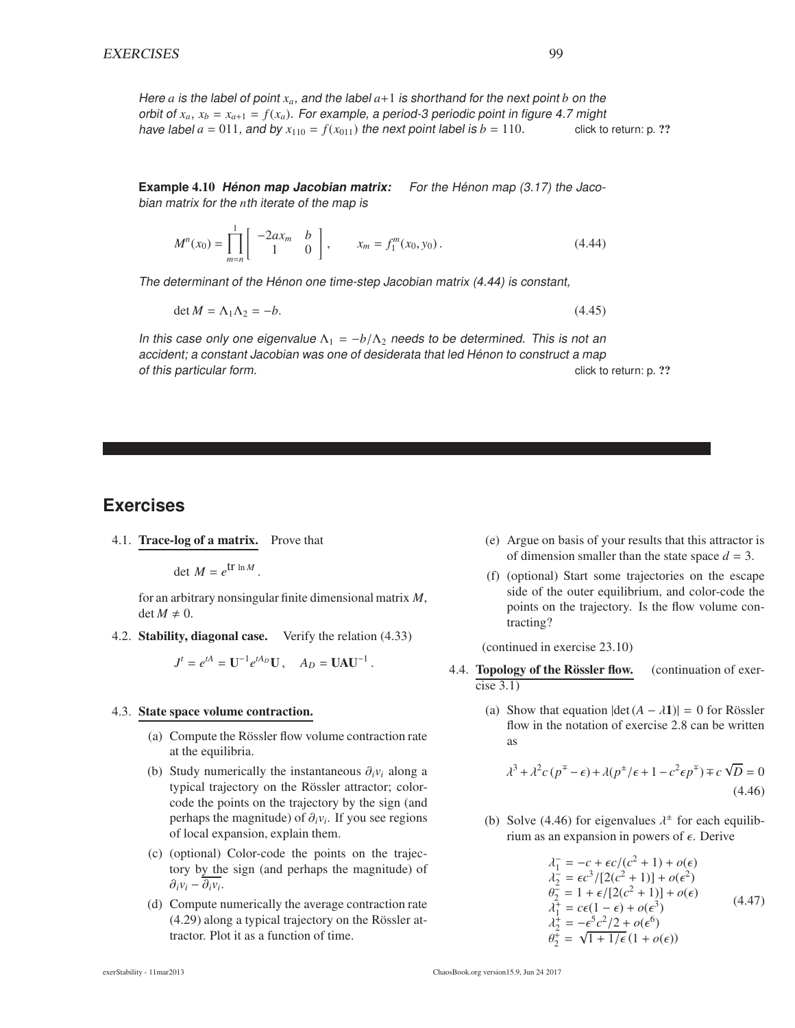*Here $a$ is the label of point $x_a$, and the label $a{+}1$ is shorthand for the next point $b$ on the orbit of $x_a$, $x_b = x_{a+1} = f(x_a)$. For example, a period-3 periodic point in figure 4.7 might have label $a = 011$, and by $x_{110} = f(x_{011})$ the next point label is $b = 110$.* click to return: p. ??

**Example 4.10** ***Hénon map Jacobian matrix:*** *For the Hénon map (3.17) the Jacobian matrix for the $n$th iterate of the map is*

$$M^n(x_0) = \prod_{m=n}^{1} \begin{bmatrix} -2ax_m & b \\ 1 & 0 \end{bmatrix}, \qquad x_m = f_1^m(x_0, y_0). \tag{4.44}$$

*The determinant of the Hénon one time-step Jacobian matrix (4.44) is constant,*

$$\det M = \Lambda_1 \Lambda_2 = -b. \tag{4.45}$$

*In this case only one eigenvalue $\Lambda_1 = -b/\Lambda_2$ needs to be determined. This is not an accident; a constant Jacobian was one of desiderata that led Hénon to construct a map of this particular form.* click to return: p. ??

## Exercises

4.1. **Trace-log of a matrix.** Prove that

$$\det M = e^{\mathrm{tr}\,\ln M}.$$

for an arbitrary nonsingular finite dimensional matrix $M$, $\det M \neq 0$.

4.2. **Stability, diagonal case.** Verify the relation (4.33)

$$J^t = e^{tA} = \mathbf{U}^{-1} e^{tA_D} \mathbf{U}, \quad A_D = \mathbf{U}A\mathbf{U}^{-1}.$$

4.3. **State space volume contraction.**

(a) Compute the Rössler flow volume contraction rate at the equilibria.

(b) Study numerically the instantaneous $\partial_i v_i$ along a typical trajectory on the Rössler attractor; color-code the points on the trajectory by the sign (and perhaps the magnitude) of $\partial_i v_i$. If you see regions of local expansion, explain them.

(c) (optional) Color-code the points on the trajectory by the sign (and perhaps the magnitude) of $\partial_i v_i - \overline{\partial_i v_i}$.

(d) Compute numerically the average contraction rate (4.29) along a typical trajectory on the Rössler attractor. Plot it as a function of time.

(e) Argue on basis of your results that this attractor is of dimension smaller than the state space $d = 3$.

(f) (optional) Start some trajectories on the escape side of the outer equilibrium, and color-code the points on the trajectory. Is the flow volume contracting?

(continued in exercise 23.10)

4.4. **Topology of the Rössler flow.** (continuation of exercise 3.1)

(a) Show that equation $|\det(A - \lambda \mathbf{1})| = 0$ for Rössler flow in the notation of exercise 2.8 can be written as

$$\lambda^3 + \lambda^2 c\,(p^{\mp} - \epsilon) + \lambda(p^{\pm}/\epsilon + 1 - c^2 \epsilon p^{\mp}) \mp c\sqrt{D} = 0 \tag{4.46}$$

(b) Solve (4.46) for eigenvalues $\lambda^{\pm}$ for each equilibrium as an expansion in powers of $\epsilon$. Derive

$$\begin{aligned}
\lambda_1^- &= -c + \epsilon c/(c^2 + 1) + o(\epsilon) \\
\lambda_2^- &= \epsilon c^3/[2(c^2 + 1)] + o(\epsilon^2) \\
\theta_2^- &= 1 + \epsilon/[2(c^2 + 1)] + o(\epsilon) \\
\lambda_1^+ &= c\epsilon(1 - \epsilon) + o(\epsilon^3) \\
\lambda_2^+ &= -\epsilon^5 c^2/2 + o(\epsilon^6) \\
\theta_2^+ &= \sqrt{1 + 1/\epsilon}\,(1 + o(\epsilon))
\end{aligned} \tag{4.47}$$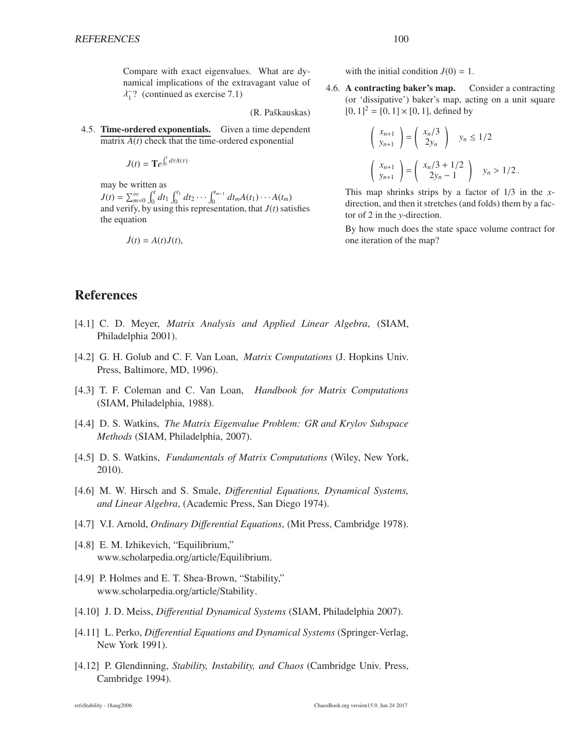Compare with exact eigenvalues. What are dynamical implications of the extravagant value of $\lambda_1^-$? (continued as exercise 7.1)

(R. Paškauskas)

4.5. **Time-ordered exponentials.** Given a time dependent matrix $A(t)$ check that the time-ordered exponential

$$J(t) = \mathbf{T}e^{\int_0^t d\tau A(\tau)}$$

may be written as
$J(t) = \sum_{m=0}^{\infty} \int_0^t dt_1 \int_0^{t_1} dt_2 \cdots \int_0^{t_{m-1}} dt_m A(t_1) \cdots A(t_m)$
and verify, by using this representation, that $J(t)$ satisfies the equation

$$\dot{J}(t) = A(t)J(t),$$

with the initial condition $J(0) = 1$.

4.6. **A contracting baker's map.** Consider a contracting (or 'dissipative') baker's map, acting on a unit square $[0,1]^2 = [0,1] \times [0,1]$, defined by

$$\begin{pmatrix} x_{n+1} \\ y_{n+1} \end{pmatrix} = \begin{pmatrix} x_n/3 \\ 2y_n \end{pmatrix} \quad y_n \leq 1/2$$

$$\begin{pmatrix} x_{n+1} \\ y_{n+1} \end{pmatrix} = \begin{pmatrix} x_n/3 + 1/2 \\ 2y_n - 1 \end{pmatrix} \quad y_n > 1/2\,.$$

This map shrinks strips by a factor of 1/3 in the $x$-direction, and then it stretches (and folds) them by a factor of 2 in the $y$-direction.

By how much does the state space volume contract for one iteration of the map?

# References

[4.1] C. D. Meyer, *Matrix Analysis and Applied Linear Algebra*, (SIAM, Philadelphia 2001).

[4.2] G. H. Golub and C. F. Van Loan, *Matrix Computations* (J. Hopkins Univ. Press, Baltimore, MD, 1996).

[4.3] T. F. Coleman and C. Van Loan, *Handbook for Matrix Computations* (SIAM, Philadelphia, 1988).

[4.4] D. S. Watkins, *The Matrix Eigenvalue Problem: GR and Krylov Subspace Methods* (SIAM, Philadelphia, 2007).

[4.5] D. S. Watkins, *Fundamentals of Matrix Computations* (Wiley, New York, 2010).

[4.6] M. W. Hirsch and S. Smale, *Differential Equations, Dynamical Systems, and Linear Algebra*, (Academic Press, San Diego 1974).

[4.7] V.I. Arnold, *Ordinary Differential Equations*, (Mit Press, Cambridge 1978).

[4.8] E. M. Izhikevich, "Equilibrium," www.scholarpedia.org/article/Equilibrium.

[4.9] P. Holmes and E. T. Shea-Brown, "Stability," www.scholarpedia.org/article/Stability.

[4.10] J. D. Meiss, *Differential Dynamical Systems* (SIAM, Philadelphia 2007).

[4.11] L. Perko, *Differential Equations and Dynamical Systems* (Springer-Verlag, New York 1991).

[4.12] P. Glendinning, *Stability, Instability, and Chaos* (Cambridge Univ. Press, Cambridge 1994).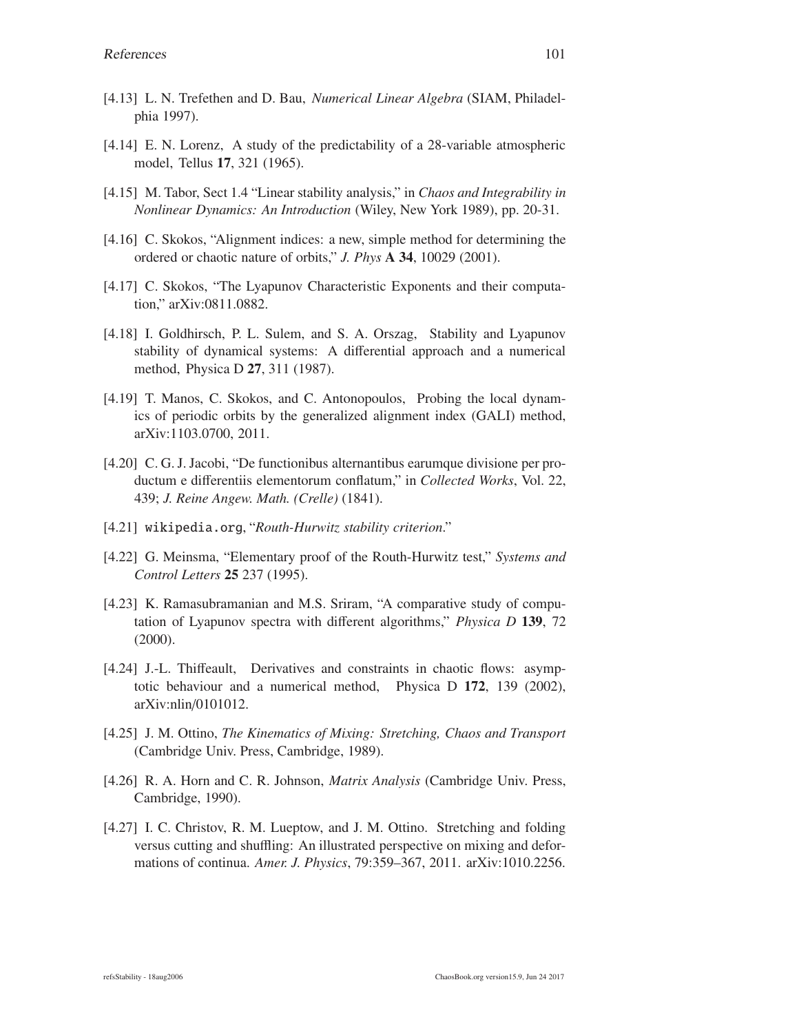[4.13] L. N. Trefethen and D. Bau, *Numerical Linear Algebra* (SIAM, Philadelphia 1997).

[4.14] E. N. Lorenz, A study of the predictability of a 28-variable atmospheric model, Tellus **17**, 321 (1965).

[4.15] M. Tabor, Sect 1.4 "Linear stability analysis," in *Chaos and Integrability in Nonlinear Dynamics: An Introduction* (Wiley, New York 1989), pp. 20-31.

[4.16] C. Skokos, "Alignment indices: a new, simple method for determining the ordered or chaotic nature of orbits," *J. Phys* **A 34**, 10029 (2001).

[4.17] C. Skokos, "The Lyapunov Characteristic Exponents and their computation," arXiv:0811.0882.

[4.18] I. Goldhirsch, P. L. Sulem, and S. A. Orszag, Stability and Lyapunov stability of dynamical systems: A differential approach and a numerical method, Physica D **27**, 311 (1987).

[4.19] T. Manos, C. Skokos, and C. Antonopoulos, Probing the local dynamics of periodic orbits by the generalized alignment index (GALI) method, arXiv:1103.0700, 2011.

[4.20] C. G. J. Jacobi, "De functionibus alternantibus earumque divisione per productum e differentiis elementorum conflatum," in *Collected Works*, Vol. 22, 439; *J. Reine Angew. Math. (Crelle)* (1841).

[4.21] wikipedia.org, "*Routh-Hurwitz stability criterion*."

[4.22] G. Meinsma, "Elementary proof of the Routh-Hurwitz test," *Systems and Control Letters* **25** 237 (1995).

[4.23] K. Ramasubramanian and M.S. Sriram, "A comparative study of computation of Lyapunov spectra with different algorithms," *Physica D* **139**, 72 (2000).

[4.24] J.-L. Thiffeault, Derivatives and constraints in chaotic flows: asymptotic behaviour and a numerical method, Physica D **172**, 139 (2002), arXiv:nlin/0101012.

[4.25] J. M. Ottino, *The Kinematics of Mixing: Stretching, Chaos and Transport* (Cambridge Univ. Press, Cambridge, 1989).

[4.26] R. A. Horn and C. R. Johnson, *Matrix Analysis* (Cambridge Univ. Press, Cambridge, 1990).

[4.27] I. C. Christov, R. M. Lueptow, and J. M. Ottino. Stretching and folding versus cutting and shuffling: An illustrated perspective on mixing and deformations of continua. *Amer. J. Physics*, 79:359–367, 2011. arXiv:1010.2256.